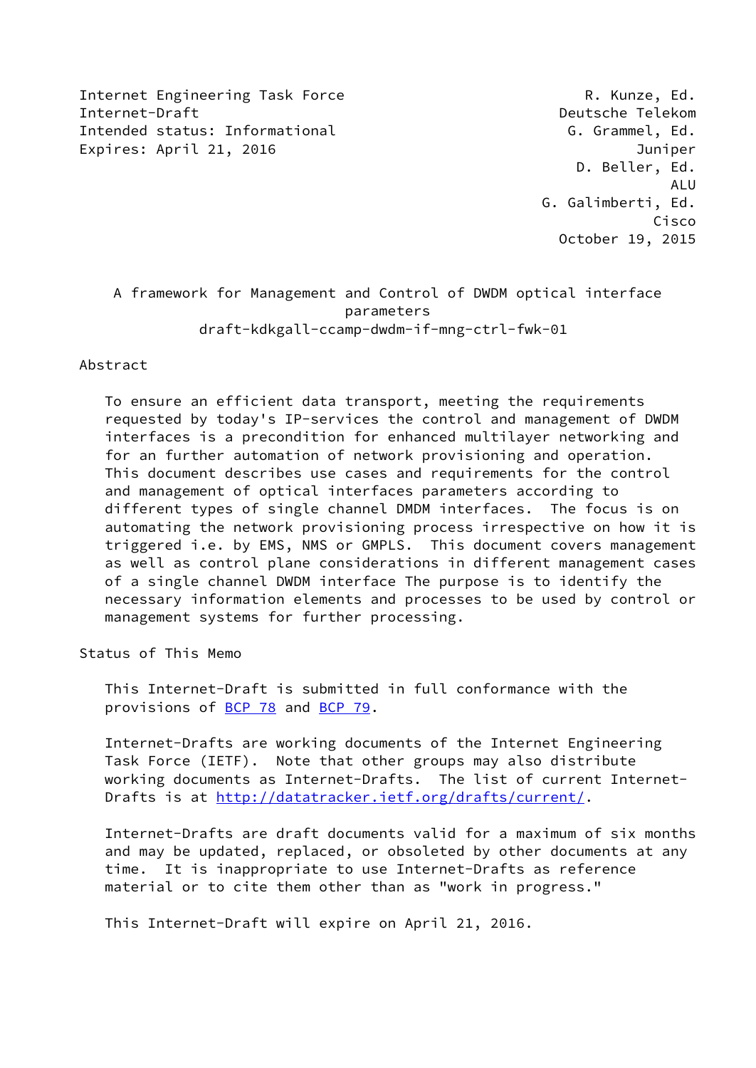Internet Engineering Task Force R. Kunze, Ed.
Internet-Draft Deutsche Telekom
Intended status: Informational G. Grammel, Ed.
Expires: April 21, 2016 Juniper
D. Beller, Ed.
ALU
G. Galimberti, Ed.
Cisco
October 19, 2015

# A framework for Management and Control of DWDM optical interface parameters

draft-kdkgall-ccamp-dwdm-if-mng-ctrl-fwk-01

## Abstract

To ensure an efficient data transport, meeting the requirements requested by today's IP-services the control and management of DWDM interfaces is a precondition for enhanced multilayer networking and for an further automation of network provisioning and operation. This document describes use cases and requirements for the control and management of optical interfaces parameters according to different types of single channel DMDM interfaces. The focus is on automating the network provisioning process irrespective on how it is triggered i.e. by EMS, NMS or GMPLS. This document covers management as well as control plane considerations in different management cases of a single channel DWDM interface The purpose is to identify the necessary information elements and processes to be used by control or management systems for further processing.

## Status of This Memo

This Internet-Draft is submitted in full conformance with the provisions of BCP 78 and BCP 79.

Internet-Drafts are working documents of the Internet Engineering Task Force (IETF). Note that other groups may also distribute working documents as Internet-Drafts. The list of current Internet-Drafts is at http://datatracker.ietf.org/drafts/current/.

Internet-Drafts are draft documents valid for a maximum of six months and may be updated, replaced, or obsoleted by other documents at any time. It is inappropriate to use Internet-Drafts as reference material or to cite them other than as "work in progress."

This Internet-Draft will expire on April 21, 2016.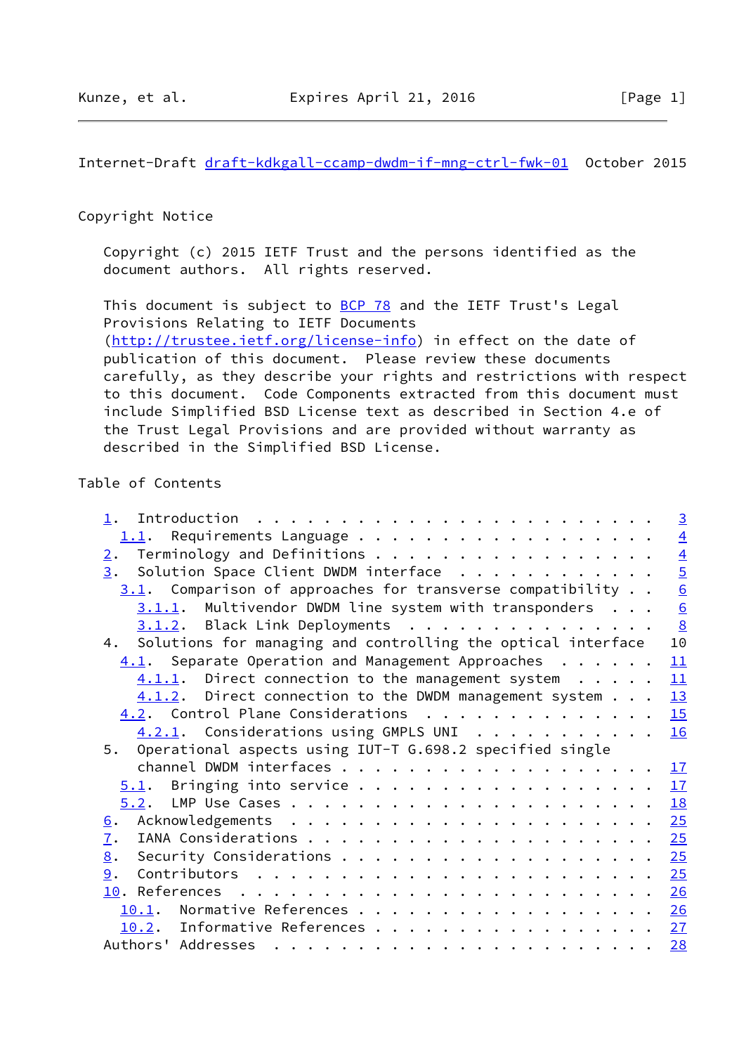Internet-Draft draft-kdkgall-ccamp-dwdm-if-mng-ctrl-fwk-01 October 2015

## Copyright Notice

Copyright (c) 2015 IETF Trust and the persons identified as the document authors. All rights reserved.

This document is subject to BCP 78 and the IETF Trust's Legal Provisions Relating to IETF Documents (http://trustee.ietf.org/license-info) in effect on the date of publication of this document. Please review these documents carefully, as they describe your rights and restrictions with respect to this document. Code Components extracted from this document must include Simplified BSD License text as described in Section 4.e of the Trust Legal Provisions and are provided without warranty as described in the Simplified BSD License.

## Table of Contents

```
   1.  Introduction . . . . . . . . . . . . . . . . . . . . . . . .   3
     1.1.  Requirements Language  . . . . . . . . . . . . . . . . .   4
   2.  Terminology and Definitions  . . . . . . . . . . . . . . . .   4
   3.  Solution Space Client DWDM interface . . . . . . . . . . . .   5
     3.1.  Comparison of approaches for transverse compatibility  .   6
       3.1.1.  Multivendor DWDM line system with transponders . . .   6
       3.1.2.  Black Link Deployments . . . . . . . . . . . . . . .   8
   4.  Solutions for managing and controlling the optical interface   10
     4.1.  Separate Operation and Management Approaches . . . . . .  11
       4.1.1.  Direct connection to the management system . . . . .  11
       4.1.2.  Direct connection to the DWDM management system  . .  13
     4.2.  Control Plane Considerations . . . . . . . . . . . . . .  15
       4.2.1.  Considerations using GMPLS UNI . . . . . . . . . . .  16
   5.  Operational aspects using IUT-T G.698.2 specified single
       channel DWDM interfaces  . . . . . . . . . . . . . . . . . .  17
     5.1.  Bringing into service  . . . . . . . . . . . . . . . . .  17
     5.2.  LMP Use Cases  . . . . . . . . . . . . . . . . . . . . .  18
   6.  Acknowledgements . . . . . . . . . . . . . . . . . . . . . .  25
   7.  IANA Considerations  . . . . . . . . . . . . . . . . . . . .  25
   8.  Security Considerations  . . . . . . . . . . . . . . . . . .  25
   9.  Contributors . . . . . . . . . . . . . . . . . . . . . . . .  25
   10. References . . . . . . . . . . . . . . . . . . . . . . . . .  26
     10.1.  Normative References  . . . . . . . . . . . . . . . . .  26
     10.2.  Informative References  . . . . . . . . . . . . . . . .  27
   Authors' Addresses . . . . . . . . . . . . . . . . . . . . . . .  28
```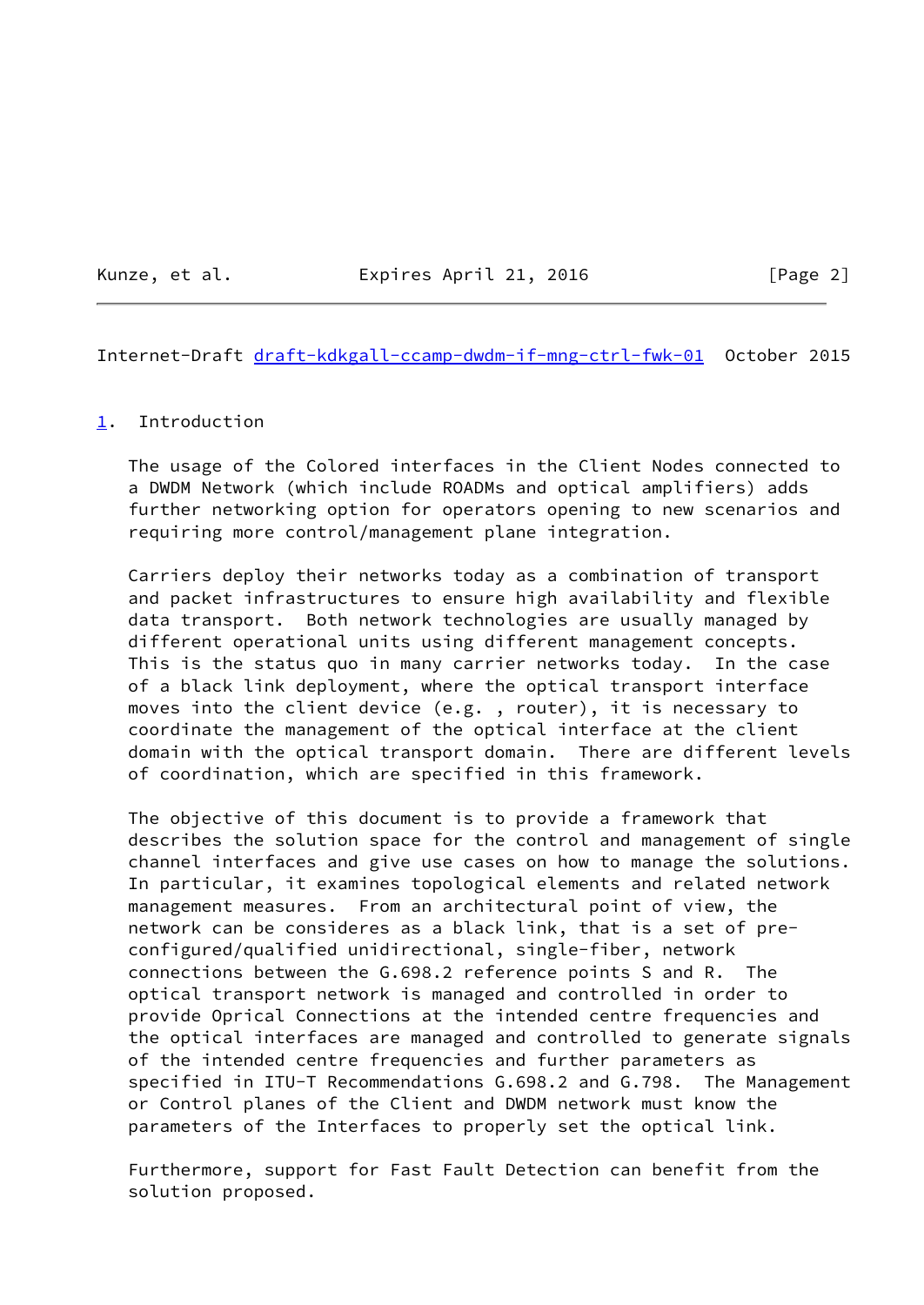## 1. Introduction

The usage of the Colored interfaces in the Client Nodes connected to a DWDM Network (which include ROADMs and optical amplifiers) adds further networking option for operators opening to new scenarios and requiring more control/management plane integration.

Carriers deploy their networks today as a combination of transport and packet infrastructures to ensure high availability and flexible data transport. Both network technologies are usually managed by different operational units using different management concepts. This is the status quo in many carrier networks today. In the case of a black link deployment, where the optical transport interface moves into the client device (e.g. , router), it is necessary to coordinate the management of the optical interface at the client domain with the optical transport domain. There are different levels of coordination, which are specified in this framework.

The objective of this document is to provide a framework that describes the solution space for the control and management of single channel interfaces and give use cases on how to manage the solutions. In particular, it examines topological elements and related network management measures. From an architectural point of view, the network can be consideres as a black link, that is a set of pre-configured/qualified unidirectional, single-fiber, network connections between the G.698.2 reference points S and R. The optical transport network is managed and controlled in order to provide Oprical Connections at the intended centre frequencies and the optical interfaces are managed and controlled to generate signals of the intended centre frequencies and further parameters as specified in ITU-T Recommendations G.698.2 and G.798. The Management or Control planes of the Client and DWDM network must know the parameters of the Interfaces to properly set the optical link.

Furthermore, support for Fast Fault Detection can benefit from the solution proposed.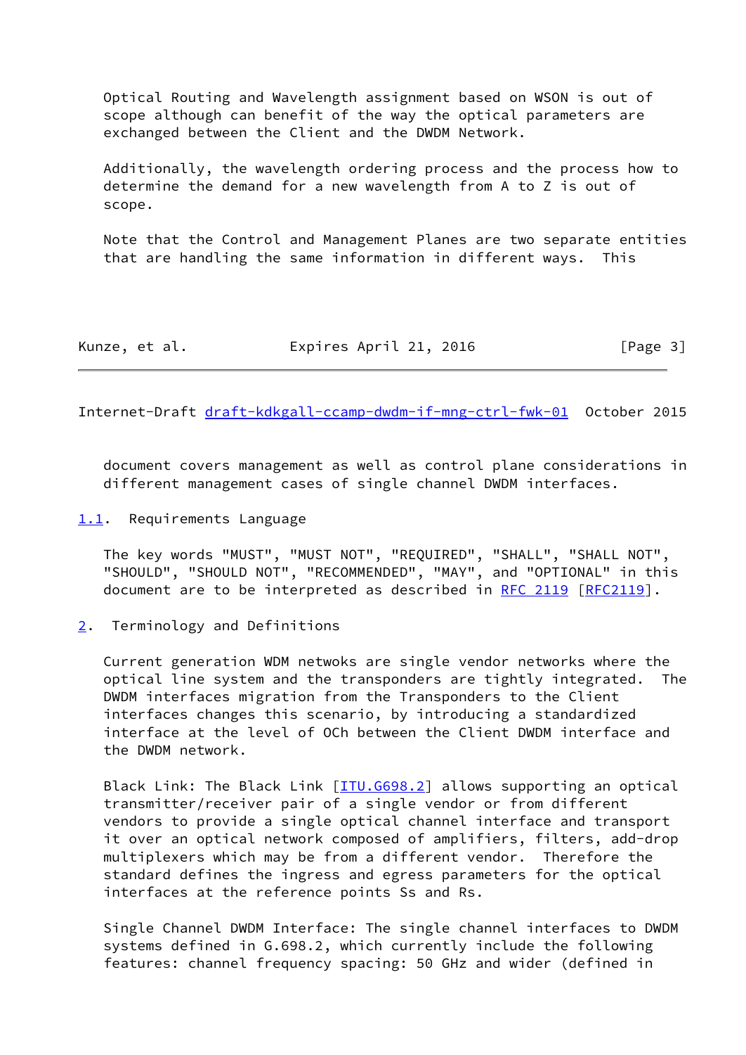Optical Routing and Wavelength assignment based on WSON is out of scope although can benefit of the way the optical parameters are exchanged between the Client and the DWDM Network.

Additionally, the wavelength ordering process and the process how to determine the demand for a new wavelength from A to Z is out of scope.

Note that the Control and Management Planes are two separate entities that are handling the same information in different ways. This document covers management as well as control plane considerations in different management cases of single channel DWDM interfaces.

## 1.1. Requirements Language

The key words "MUST", "MUST NOT", "REQUIRED", "SHALL", "SHALL NOT", "SHOULD", "SHOULD NOT", "RECOMMENDED", "MAY", and "OPTIONAL" in this document are to be interpreted as described in RFC 2119 [RFC2119].

# 2. Terminology and Definitions

Current generation WDM netwoks are single vendor networks where the optical line system and the transponders are tightly integrated. The DWDM interfaces migration from the Transponders to the Client interfaces changes this scenario, by introducing a standardized interface at the level of OCh between the Client DWDM interface and the DWDM network.

Black Link: The Black Link [ITU.G698.2] allows supporting an optical transmitter/receiver pair of a single vendor or from different vendors to provide a single optical channel interface and transport it over an optical network composed of amplifiers, filters, add-drop multiplexers which may be from a different vendor. Therefore the standard defines the ingress and egress parameters for the optical interfaces at the reference points Ss and Rs.

Single Channel DWDM Interface: The single channel interfaces to DWDM systems defined in G.698.2, which currently include the following features: channel frequency spacing: 50 GHz and wider (defined in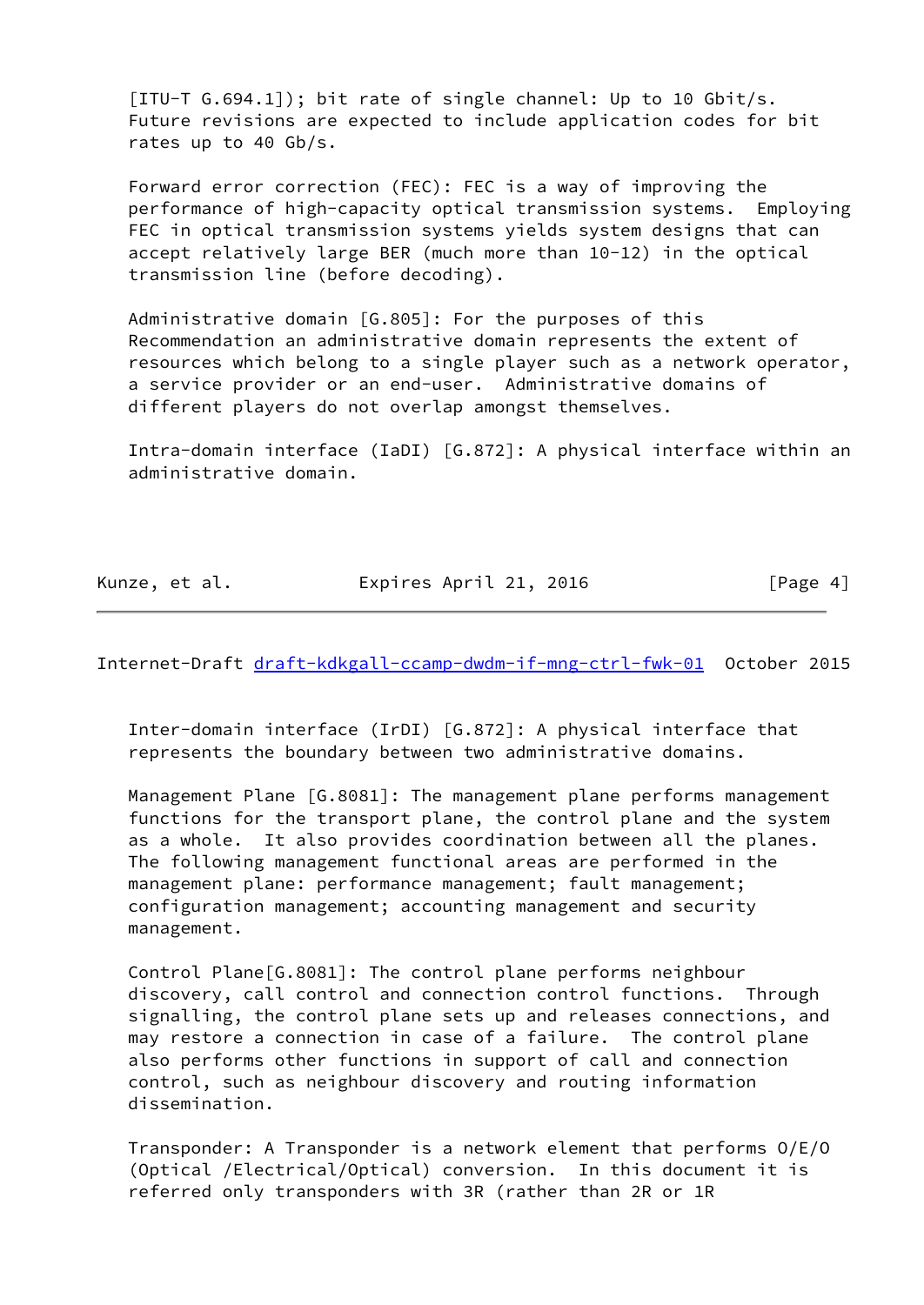[ITU-T G.694.1]); bit rate of single channel: Up to 10 Gbit/s. Future revisions are expected to include application codes for bit rates up to 40 Gb/s.

Forward error correction (FEC): FEC is a way of improving the performance of high-capacity optical transmission systems. Employing FEC in optical transmission systems yields system designs that can accept relatively large BER (much more than 10-12) in the optical transmission line (before decoding).

Administrative domain [G.805]: For the purposes of this Recommendation an administrative domain represents the extent of resources which belong to a single player such as a network operator, a service provider or an end-user. Administrative domains of different players do not overlap amongst themselves.

Intra-domain interface (IaDI) [G.872]: A physical interface within an administrative domain.

Inter-domain interface (IrDI) [G.872]: A physical interface that represents the boundary between two administrative domains.

Management Plane [G.8081]: The management plane performs management functions for the transport plane, the control plane and the system as a whole. It also provides coordination between all the planes. The following management functional areas are performed in the management plane: performance management; fault management; configuration management; accounting management and security management.

Control Plane[G.8081]: The control plane performs neighbour discovery, call control and connection control functions. Through signalling, the control plane sets up and releases connections, and may restore a connection in case of a failure. The control plane also performs other functions in support of call and connection control, such as neighbour discovery and routing information dissemination.

Transponder: A Transponder is a network element that performs O/E/O (Optical /Electrical/Optical) conversion. In this document it is referred only transponders with 3R (rather than 2R or 1R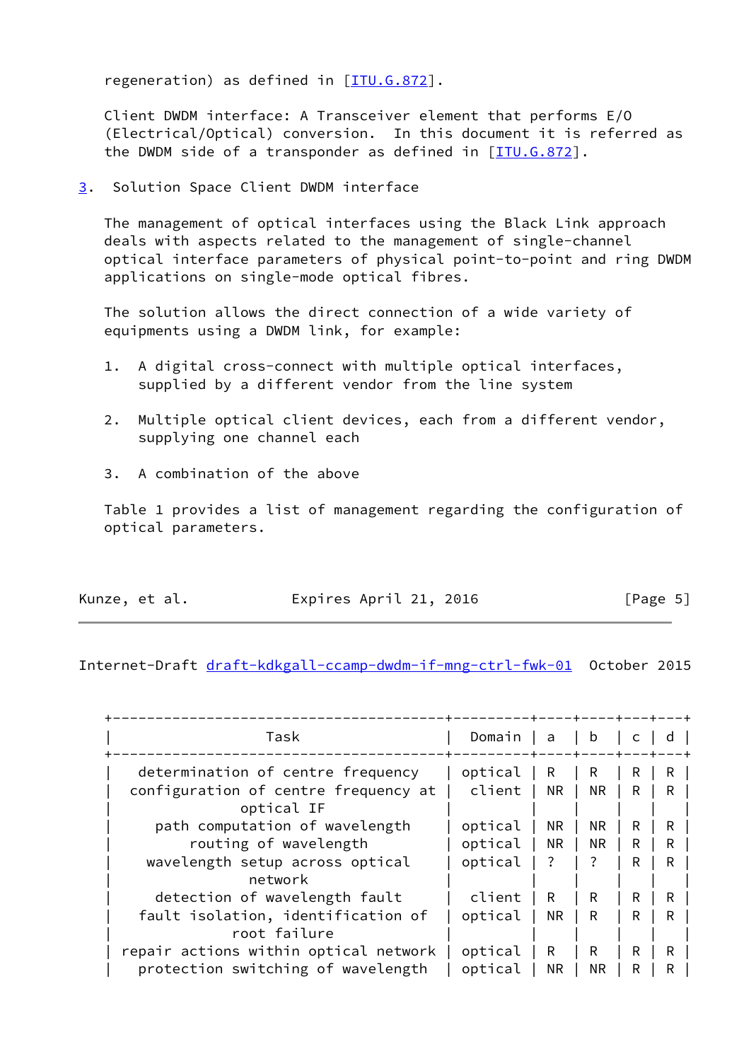regeneration) as defined in [ITU.G.872].

Client DWDM interface: A Transceiver element that performs E/O (Electrical/Optical) conversion. In this document it is referred as the DWDM side of a transponder as defined in [ITU.G.872].

## 3. Solution Space Client DWDM interface

The management of optical interfaces using the Black Link approach deals with aspects related to the management of single-channel optical interface parameters of physical point-to-point and ring DWDM applications on single-mode optical fibres.

The solution allows the direct connection of a wide variety of equipments using a DWDM link, for example:

1. A digital cross-connect with multiple optical interfaces, supplied by a different vendor from the line system

2. Multiple optical client devices, each from a different vendor, supplying one channel each

3. A combination of the above

Table 1 provides a list of management regarding the configuration of optical parameters.

| Task | Domain | a | b | c | d |
|---|---|---|---|---|---|
| determination of centre frequency | optical | R | R | R | R |
| configuration of centre frequency at optical IF | client | NR | NR | R | R |
| path computation of wavelength | optical | NR | NR | R | R |
| routing of wavelength | optical | NR | NR | R | R |
| wavelength setup across optical network | optical | ? | ? | R | R |
| detection of wavelength fault | client | R | R | R | R |
| fault isolation, identification of root failure | optical | NR | R | R | R |
| repair actions within optical network | optical | R | R | R | R |
| protection switching of wavelength | optical | NR | NR | R | R |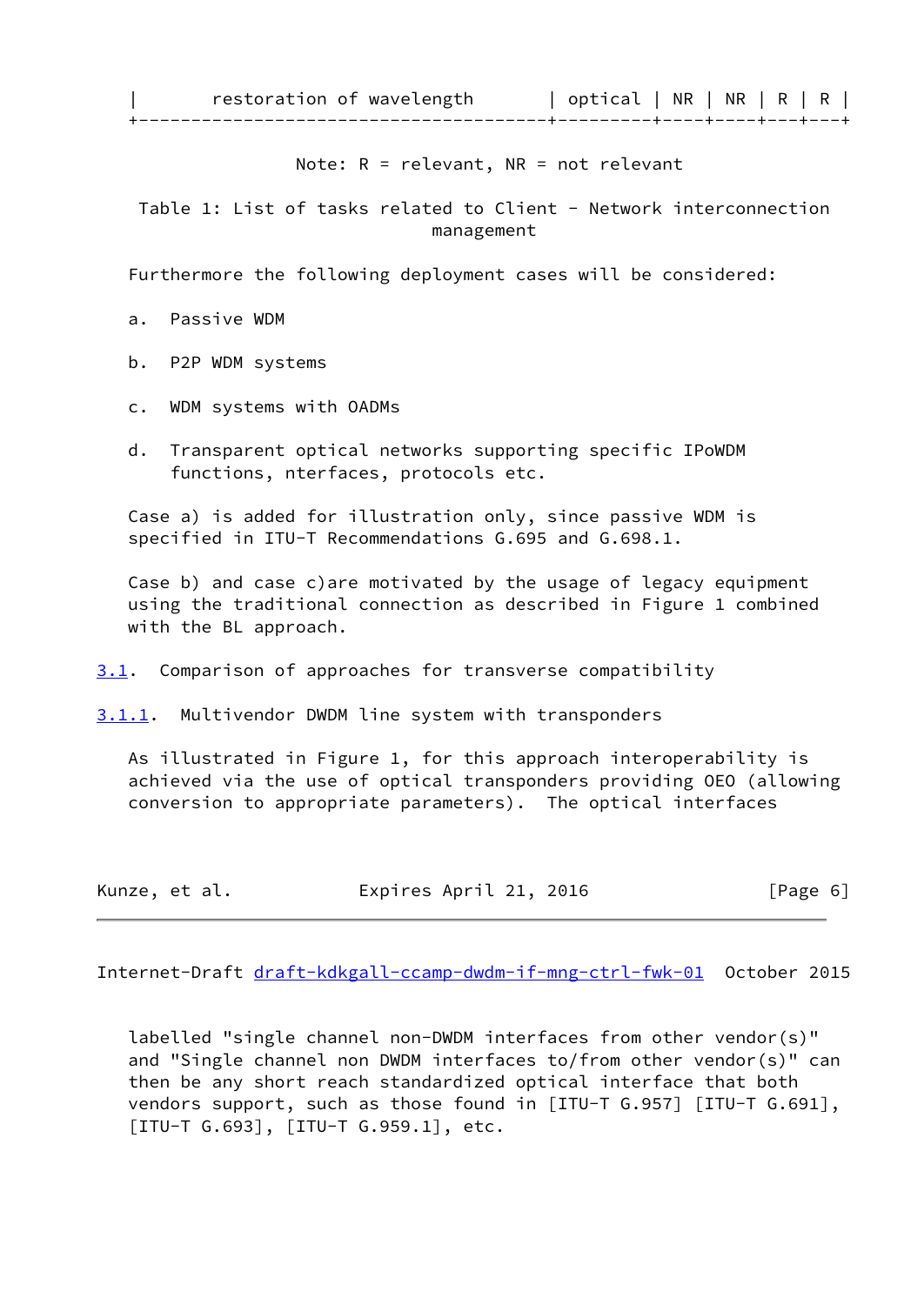| restoration of wavelength | optical | NR | NR | R | R |
|---|---|---|---|---|---|

Note: R = relevant, NR = not relevant

Table 1: List of tasks related to Client - Network interconnection management

Furthermore the following deployment cases will be considered:

a. Passive WDM

b. P2P WDM systems

c. WDM systems with OADMs

d. Transparent optical networks supporting specific IPoWDM functions, nterfaces, protocols etc.

Case a) is added for illustration only, since passive WDM is specified in ITU-T Recommendations G.695 and G.698.1.

Case b) and case c)are motivated by the usage of legacy equipment using the traditional connection as described in Figure 1 combined with the BL approach.

## 3.1. Comparison of approaches for transverse compatibility

### 3.1.1. Multivendor DWDM line system with transponders

As illustrated in Figure 1, for this approach interoperability is achieved via the use of optical transponders providing OEO (allowing conversion to appropriate parameters). The optical interfaces labelled "single channel non-DWDM interfaces from other vendor(s)" and "Single channel non DWDM interfaces to/from other vendor(s)" can then be any short reach standardized optical interface that both vendors support, such as those found in [ITU-T G.957] [ITU-T G.691], [ITU-T G.693], [ITU-T G.959.1], etc.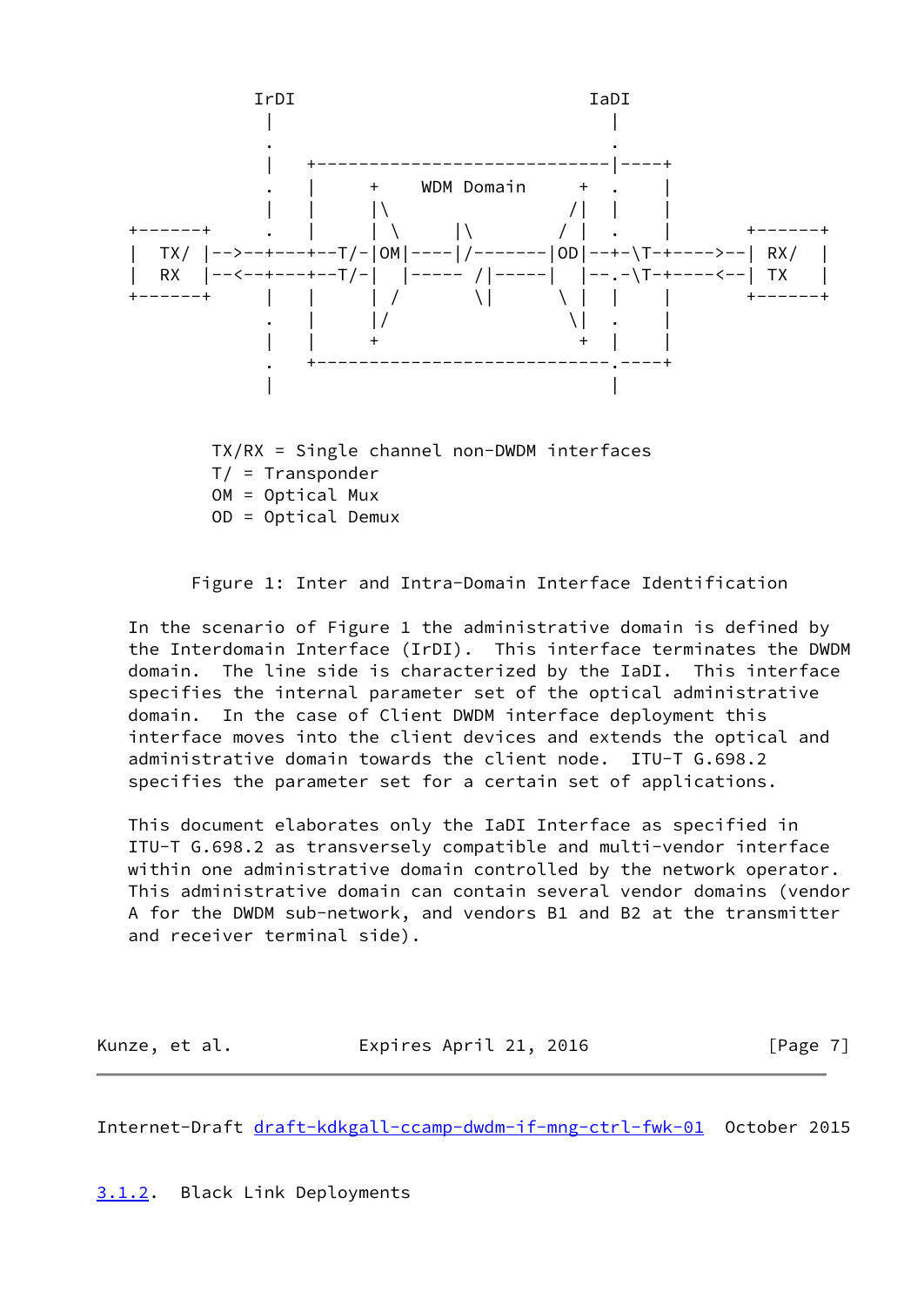```
                IrDI                            IaDI
                 |                               |
                 .                               .
                 |   +----------------------------|----+
                 .   |     +     WDM Domain     +  .    |
                 |   |     |\                  /|  |    |
        +-------+    .   |     | \      |\      / |  .    |      +-------+
        |  TX/  |-->--+---+--T/-|OM|----|/-------|OD|--+-\T-+---->--| RX/  |
        |  RX   |--<--+---+--T/-|  |----- /|-----|  |--.-\T-+----<--| TX   |
        +------+     |   |     | /       \|      \ |  |    |      +-------+
                 .   |     |/                  \|  .    |
                 |   |     +                    +  |    |
                 .   +----------------------------.----+
                 |                               |

          TX/RX = Single channel non-DWDM interfaces
          T/  = Transponder
          OM = Optical Mux
          OD = Optical Demux
```

Figure 1: Inter and Intra-Domain Interface Identification

In the scenario of Figure 1 the administrative domain is defined by the Interdomain Interface (IrDI). This interface terminates the DWDM domain. The line side is characterized by the IaDI. This interface specifies the internal parameter set of the optical administrative domain. In the case of Client DWDM interface deployment this interface moves into the client devices and extends the optical and administrative domain towards the client node. ITU-T G.698.2 specifies the parameter set for a certain set of applications.

This document elaborates only the IaDI Interface as specified in ITU-T G.698.2 as transversely compatible and multi-vendor interface within one administrative domain controlled by the network operator. This administrative domain can contain several vendor domains (vendor A for the DWDM sub-network, and vendors B1 and B2 at the transmitter and receiver terminal side).

### 3.1.2. Black Link Deployments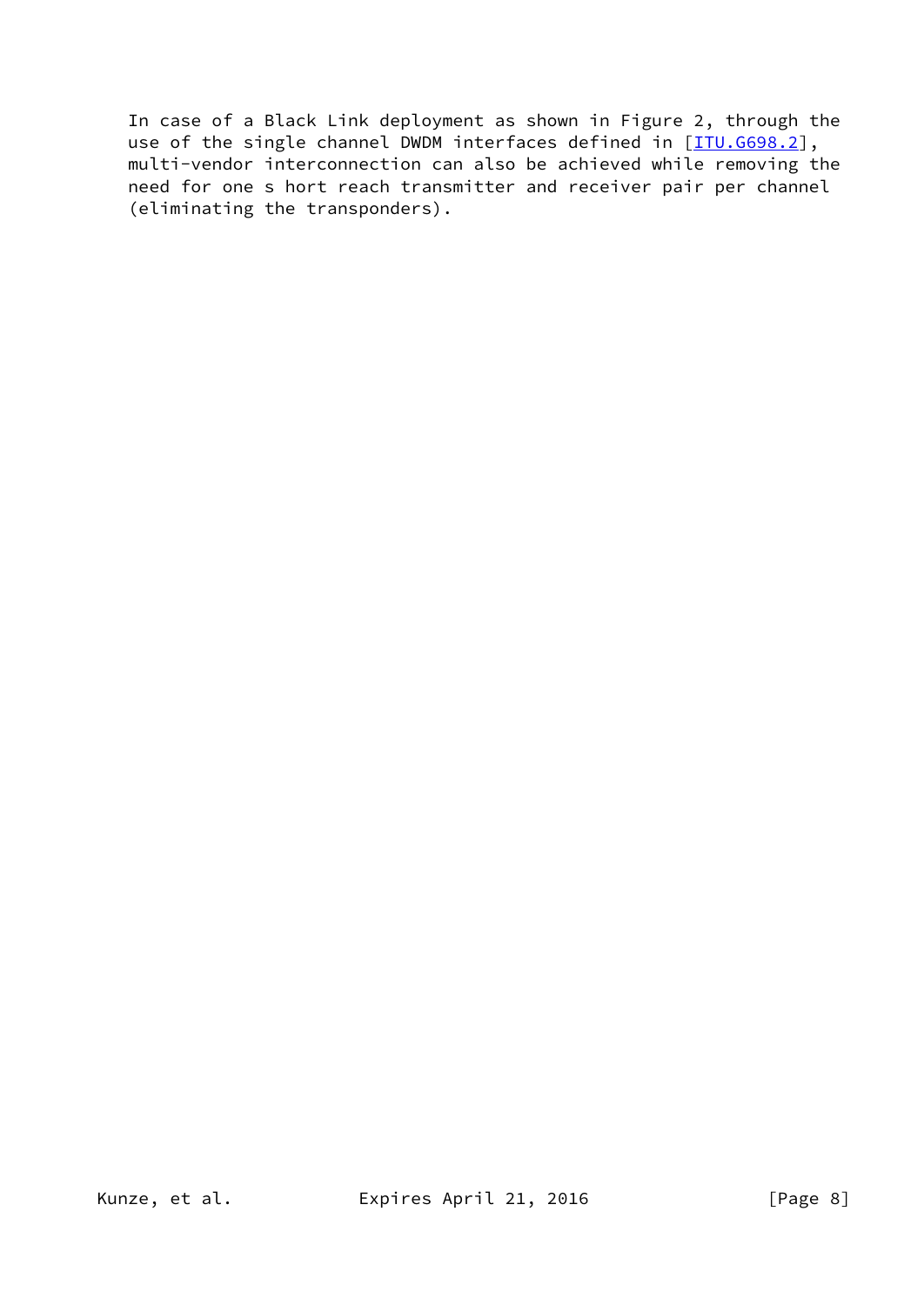In case of a Black Link deployment as shown in Figure 2, through the use of the single channel DWDM interfaces defined in [ITU.G698.2], multi-vendor interconnection can also be achieved while removing the need for one s hort reach transmitter and receiver pair per channel (eliminating the transponders).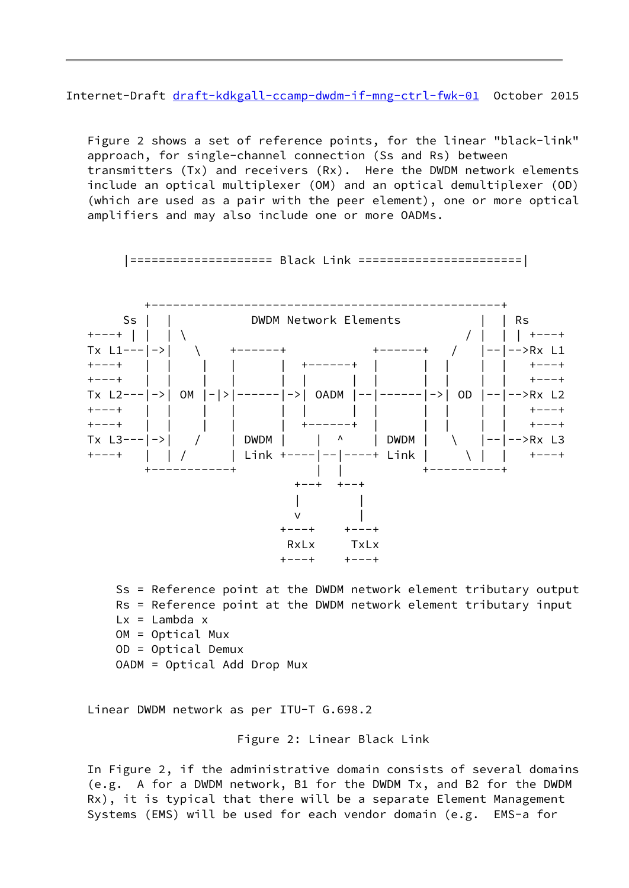Figure 2 shows a set of reference points, for the linear "black-link" approach, for single-channel connection (Ss and Rs) between transmitters (Tx) and receivers (Rx). Here the DWDM network elements include an optical multiplexer (OM) and an optical demultiplexer (OD) (which are used as a pair with the peer element), one or more optical amplifiers and may also include one or more OADMs.

```
      |==================== Black Link =======================|

         +-------------------------------------------------+
      Ss |  |             DWDM Network Elements        |  | Rs
   +---+ |  |  | \                                   / |  |  | +---+
   Tx L1---|->|   \    +------+            +------+   /  |--|-->Rx L1
   +---+  |  |   |   |      |  +------+  |      |  |   |  |   +---+
   +---+  |  |   |   |      |  |      |  |      |  |   |  |   +---+
   Tx L2---|->| OM |-|>|------|->| OADM |--|------|->| OD |--|-->Rx L2
   +---+  |  |   |   |      |  |      |  |      |  |   |  |   +---+
   +---+  |  |   |   |      |  +------+  |      |  |   |  |   +---+
   Tx L3---|->|   /    | DWDM |    |  ^   | DWDM |   \  |--|-->Rx L3
   +---+  |  | /      | Link +----|--|----+ Link |    \ |  |   +---+
         +-----------+                |  |         +-----------+
                                   +--+  +--+
                                   |        |
                                   v        |
                                 +---+    +---+
                                 RxLx     TxLx
                                 +---+    +---+

     Ss = Reference point at the DWDM network element tributary output
     Rs = Reference point at the DWDM network element tributary input
     Lx = Lambda x
     OM = Optical Mux
     OD = Optical Demux
     OADM = Optical Add Drop Mux
```

Linear DWDM network as per ITU-T G.698.2

Figure 2: Linear Black Link

In Figure 2, if the administrative domain consists of several domains (e.g. A for a DWDM network, B1 for the DWDM Tx, and B2 for the DWDM Rx), it is typical that there will be a separate Element Management Systems (EMS) will be used for each vendor domain (e.g. EMS-a for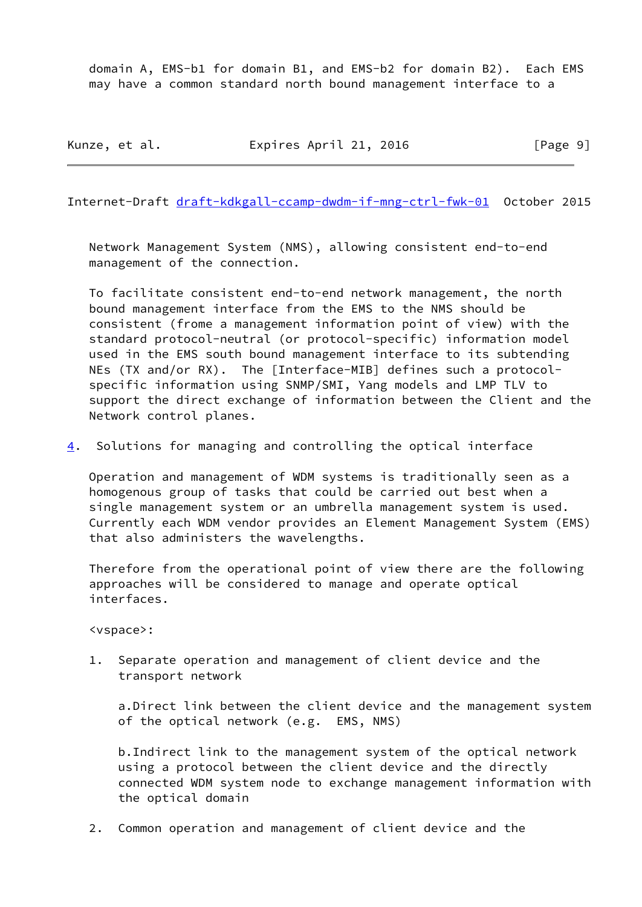domain A, EMS-b1 for domain B1, and EMS-b2 for domain B2). Each EMS may have a common standard north bound management interface to a Network Management System (NMS), allowing consistent end-to-end management of the connection.

To facilitate consistent end-to-end network management, the north bound management interface from the EMS to the NMS should be consistent (frome a management information point of view) with the standard protocol-neutral (or protocol-specific) information model used in the EMS south bound management interface to its subtending NEs (TX and/or RX). The [Interface-MIB] defines such a protocol-specific information using SNMP/SMI, Yang models and LMP TLV to support the direct exchange of information between the Client and the Network control planes.

## 4. Solutions for managing and controlling the optical interface

Operation and management of WDM systems is traditionally seen as a homogenous group of tasks that could be carried out best when a single management system or an umbrella management system is used. Currently each WDM vendor provides an Element Management System (EMS) that also administers the wavelengths.

Therefore from the operational point of view there are the following approaches will be considered to manage and operate optical interfaces.

<vspace>:

1. Separate operation and management of client device and the transport network

   a.Direct link between the client device and the management system of the optical network (e.g. EMS, NMS)

   b.Indirect link to the management system of the optical network using a protocol between the client device and the directly connected WDM system node to exchange management information with the optical domain

2. Common operation and management of client device and the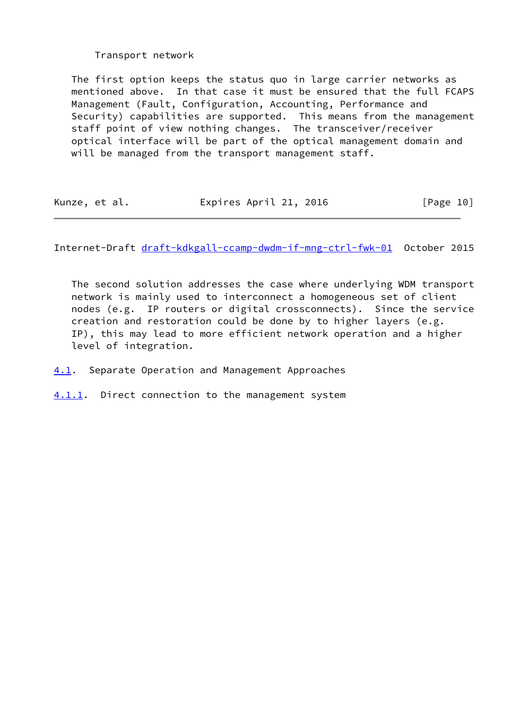Transport network

The first option keeps the status quo in large carrier networks as mentioned above. In that case it must be ensured that the full FCAPS Management (Fault, Configuration, Accounting, Performance and Security) capabilities are supported. This means from the management staff point of view nothing changes. The transceiver/receiver optical interface will be part of the optical management domain and will be managed from the transport management staff.

The second solution addresses the case where underlying WDM transport network is mainly used to interconnect a homogeneous set of client nodes (e.g. IP routers or digital crossconnects). Since the service creation and restoration could be done by to higher layers (e.g. IP), this may lead to more efficient network operation and a higher level of integration.

## 4.1. Separate Operation and Management Approaches

### 4.1.1. Direct connection to the management system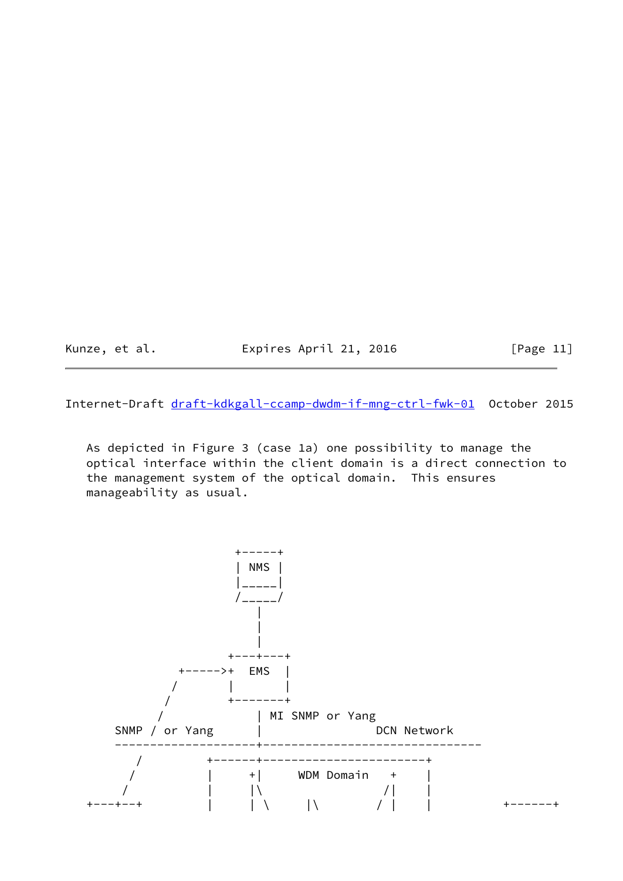As depicted in Figure 3 (case 1a) one possibility to manage the optical interface within the client domain is a direct connection to the management system of the optical domain.  This ensures manageability as usual.

```
                      +-----+
                      | NMS |
                      |_____|
                      /_____/
                         |
                         |
                         |
                     +---+---+
              +----->+  EMS  |
             /       |       |
            /        +-------+
           /             | MI SNMP or Yang
    SNMP / or Yang       |                DCN Network
    ---------------------+------------------------------
      /         +--------+-----------------------+
     /          |      +|     WDM Domain    +     |
    /           |      |\                  /|     |
+---+--+        |      | \      |\        / |     |          +-------+
```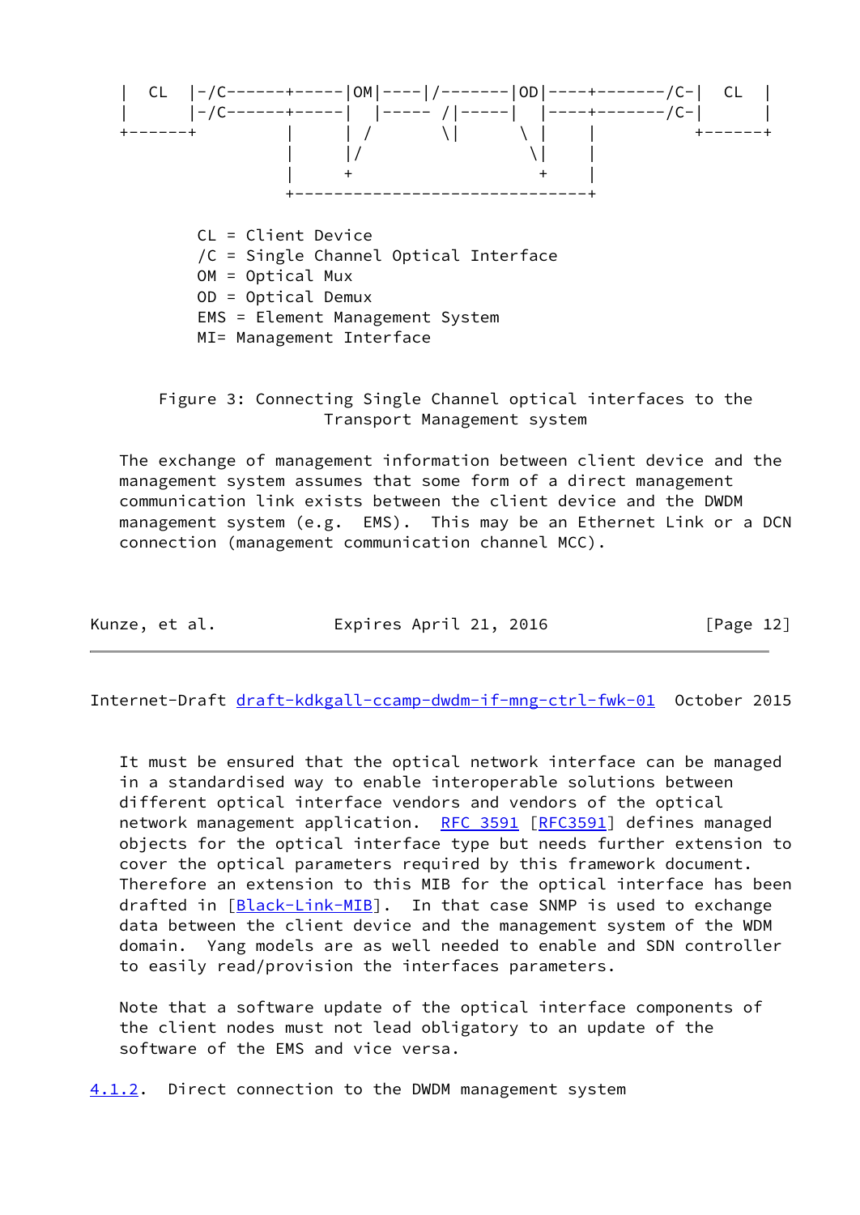```
|  CL  |-/C------+-----|OM|----|/-------|OD|----+-------/C-|  CL  |
|      |-/C------+-----|  |----- /|-----|  |----+-------/C-|      |
+------+         |     | /       \|      \ |    |         +------+
                 |     |/                 \|    |
                 |     +                   +    |
                 +------------------------------+
```

CL = Client Device
/C = Single Channel Optical Interface
OM = Optical Mux
OD = Optical Demux
EMS = Element Management System
MI= Management Interface

Figure 3: Connecting Single Channel optical interfaces to the Transport Management system

The exchange of management information between client device and the management system assumes that some form of a direct management communication link exists between the client device and the DWDM management system (e.g. EMS). This may be an Ethernet Link or a DCN connection (management communication channel MCC).

It must be ensured that the optical network interface can be managed in a standardised way to enable interoperable solutions between different optical interface vendors and vendors of the optical network management application. RFC 3591 [RFC3591] defines managed objects for the optical interface type but needs further extension to cover the optical parameters required by this framework document. Therefore an extension to this MIB for the optical interface has been drafted in [Black-Link-MIB]. In that case SNMP is used to exchange data between the client device and the management system of the WDM domain. Yang models are as well needed to enable and SDN controller to easily read/provision the interfaces parameters.

Note that a software update of the optical interface components of the client nodes must not lead obligatory to an update of the software of the EMS and vice versa.

#### 4.1.2. Direct connection to the DWDM management system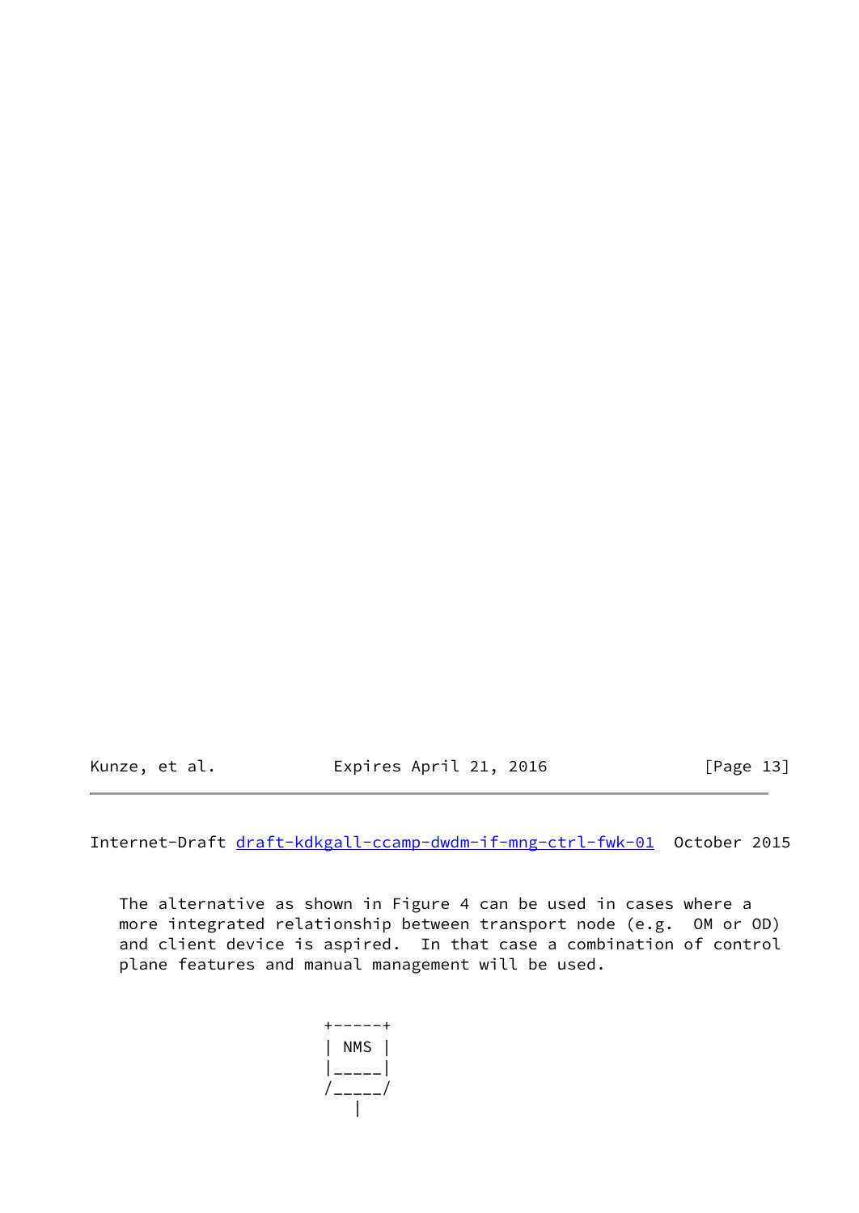The alternative as shown in Figure 4 can be used in cases where a more integrated relationship between transport node (e.g. OM or OD) and client device is aspired. In that case a combination of control plane features and manual management will be used.

```
                   +-----+
                   | NMS |
                   |_____|
                   /_____/
                      |
```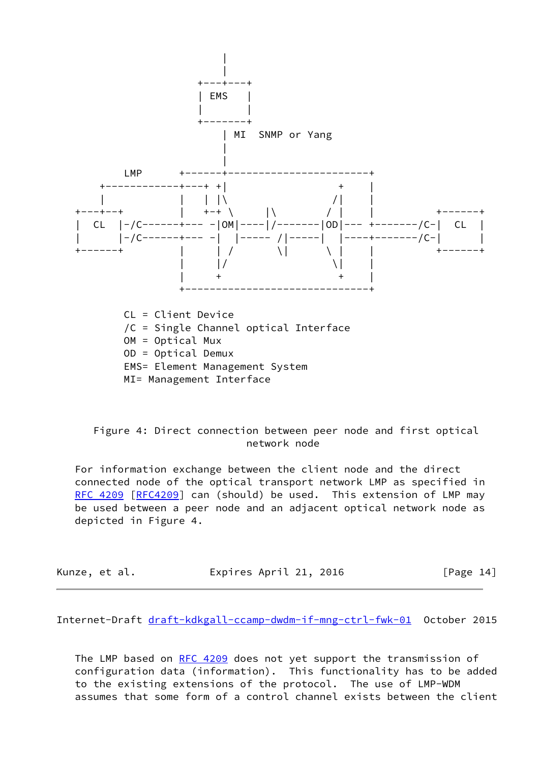```
                             |
                             |
                         +---+---+
                         | EMS   |
                         |       |
                         +-------+
                             | MI  SNMP or Yang
                             |
                             |
           LMP         +------+----------------------+
        +-----------+---+ +|                +     |
        |           |   | |\               /|     |
     +---+--+        |   +-+ \      |\      / |     |        +-------+
     |  CL  |-/C------+--- -|OM|----|/-------|OD|--- +-------/C-|  CL  |
     |      |-/C------+--- -|  |----- /|-----|  |----+-------/C-|      |
     +------+        |      | /      \|      \ |     |        +-------+
                     |      |/                \|     |
                     |      +                  +     |
                     +-------------------------------+

            CL = Client Device
            /C = Single Channel optical Interface
            OM = Optical Mux
            OD = Optical Demux
            EMS= Element Management System
            MI= Management Interface
```

Figure 4: Direct connection between peer node and first optical network node

For information exchange between the client node and the direct connected node of the optical transport network LMP as specified in RFC 4209 [RFC4209] can (should) be used. This extension of LMP may be used between a peer node and an adjacent optical network node as depicted in Figure 4.

The LMP based on RFC 4209 does not yet support the transmission of configuration data (information). This functionality has to be added to the existing extensions of the protocol. The use of LMP-WDM assumes that some form of a control channel exists between the client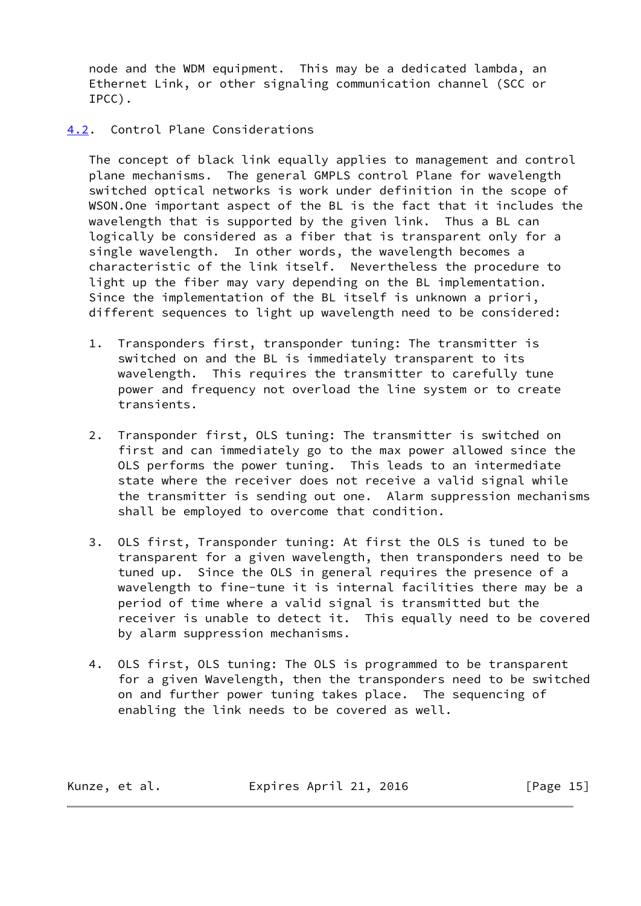node and the WDM equipment. This may be a dedicated lambda, an Ethernet Link, or other signaling communication channel (SCC or IPCC).

### 4.2. Control Plane Considerations

The concept of black link equally applies to management and control plane mechanisms. The general GMPLS control Plane for wavelength switched optical networks is work under definition in the scope of WSON.One important aspect of the BL is the fact that it includes the wavelength that is supported by the given link. Thus a BL can logically be considered as a fiber that is transparent only for a single wavelength. In other words, the wavelength becomes a characteristic of the link itself. Nevertheless the procedure to light up the fiber may vary depending on the BL implementation. Since the implementation of the BL itself is unknown a priori, different sequences to light up wavelength need to be considered:

1. Transponders first, transponder tuning: The transmitter is switched on and the BL is immediately transparent to its wavelength. This requires the transmitter to carefully tune power and frequency not overload the line system or to create transients.

2. Transponder first, OLS tuning: The transmitter is switched on first and can immediately go to the max power allowed since the OLS performs the power tuning. This leads to an intermediate state where the receiver does not receive a valid signal while the transmitter is sending out one. Alarm suppression mechanisms shall be employed to overcome that condition.

3. OLS first, Transponder tuning: At first the OLS is tuned to be transparent for a given wavelength, then transponders need to be tuned up. Since the OLS in general requires the presence of a wavelength to fine-tune it is internal facilities there may be a period of time where a valid signal is transmitted but the receiver is unable to detect it. This equally need to be covered by alarm suppression mechanisms.

4. OLS first, OLS tuning: The OLS is programmed to be transparent for a given Wavelength, then the transponders need to be switched on and further power tuning takes place. The sequencing of enabling the link needs to be covered as well.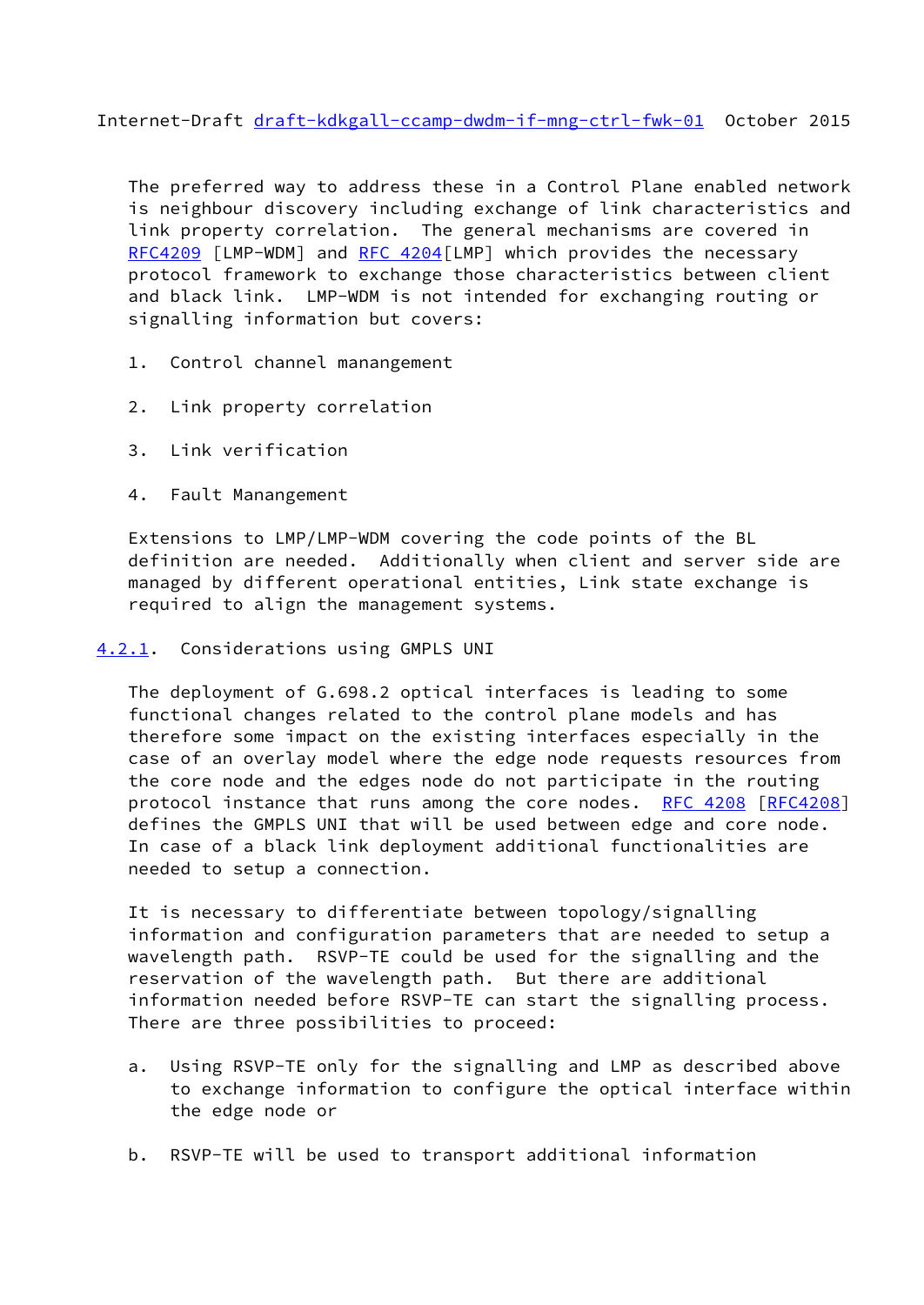The preferred way to address these in a Control Plane enabled network is neighbour discovery including exchange of link characteristics and link property correlation. The general mechanisms are covered in RFC4209 [LMP-WDM] and RFC 4204[LMP] which provides the necessary protocol framework to exchange those characteristics between client and black link. LMP-WDM is not intended for exchanging routing or signalling information but covers:

1. Control channel manangement

2. Link property correlation

3. Link verification

4. Fault Manangement

Extensions to LMP/LMP-WDM covering the code points of the BL definition are needed. Additionally when client and server side are managed by different operational entities, Link state exchange is required to align the management systems.

### 4.2.1. Considerations using GMPLS UNI

The deployment of G.698.2 optical interfaces is leading to some functional changes related to the control plane models and has therefore some impact on the existing interfaces especially in the case of an overlay model where the edge node requests resources from the core node and the edges node do not participate in the routing protocol instance that runs among the core nodes. RFC 4208 [RFC4208] defines the GMPLS UNI that will be used between edge and core node. In case of a black link deployment additional functionalities are needed to setup a connection.

It is necessary to differentiate between topology/signalling information and configuration parameters that are needed to setup a wavelength path. RSVP-TE could be used for the signalling and the reservation of the wavelength path. But there are additional information needed before RSVP-TE can start the signalling process. There are three possibilities to proceed:

a. Using RSVP-TE only for the signalling and LMP as described above to exchange information to configure the optical interface within the edge node or

b. RSVP-TE will be used to transport additional information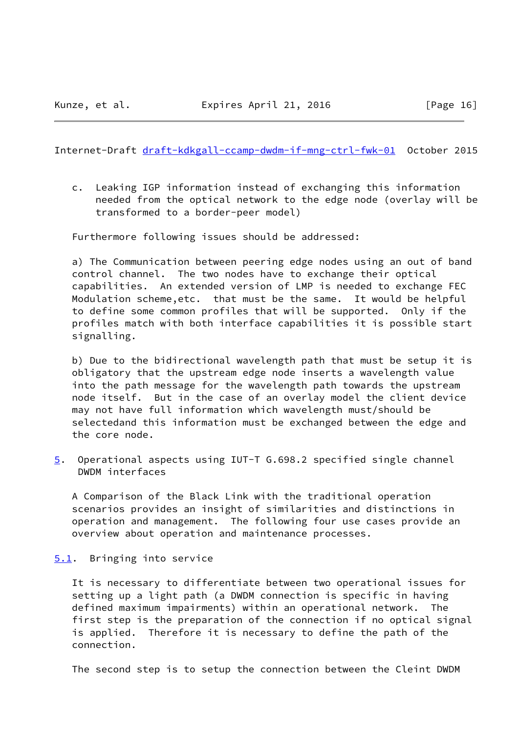c. Leaking IGP information instead of exchanging this information needed from the optical network to the edge node (overlay will be transformed to a border-peer model)

Furthermore following issues should be addressed:

a) The Communication between peering edge nodes using an out of band control channel. The two nodes have to exchange their optical capabilities. An extended version of LMP is needed to exchange FEC Modulation scheme,etc. that must be the same. It would be helpful to define some common profiles that will be supported. Only if the profiles match with both interface capabilities it is possible start signalling.

b) Due to the bidirectional wavelength path that must be setup it is obligatory that the upstream edge node inserts a wavelength value into the path message for the wavelength path towards the upstream node itself. But in the case of an overlay model the client device may not have full information which wavelength must/should be selectedand this information must be exchanged between the edge and the core node.

## 5. Operational aspects using IUT-T G.698.2 specified single channel DWDM interfaces

A Comparison of the Black Link with the traditional operation scenarios provides an insight of similarities and distinctions in operation and management. The following four use cases provide an overview about operation and maintenance processes.

### 5.1. Bringing into service

It is necessary to differentiate between two operational issues for setting up a light path (a DWDM connection is specific in having defined maximum impairments) within an operational network. The first step is the preparation of the connection if no optical signal is applied. Therefore it is necessary to define the path of the connection.

The second step is to setup the connection between the Cleint DWDM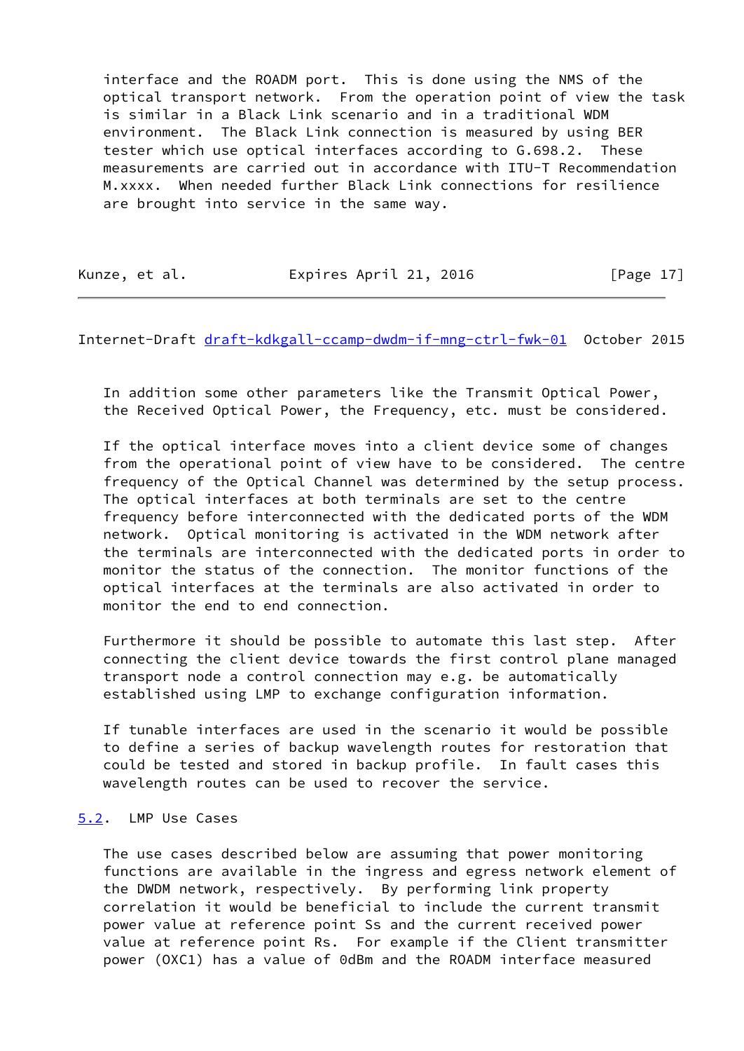interface and the ROADM port. This is done using the NMS of the optical transport network. From the operation point of view the task is similar in a Black Link scenario and in a traditional WDM environment. The Black Link connection is measured by using BER tester which use optical interfaces according to G.698.2. These measurements are carried out in accordance with ITU-T Recommendation M.xxxx. When needed further Black Link connections for resilience are brought into service in the same way.

In addition some other parameters like the Transmit Optical Power, the Received Optical Power, the Frequency, etc. must be considered.

If the optical interface moves into a client device some of changes from the operational point of view have to be considered. The centre frequency of the Optical Channel was determined by the setup process. The optical interfaces at both terminals are set to the centre frequency before interconnected with the dedicated ports of the WDM network. Optical monitoring is activated in the WDM network after the terminals are interconnected with the dedicated ports in order to monitor the status of the connection. The monitor functions of the optical interfaces at the terminals are also activated in order to monitor the end to end connection.

Furthermore it should be possible to automate this last step. After connecting the client device towards the first control plane managed transport node a control connection may e.g. be automatically established using LMP to exchange configuration information.

If tunable interfaces are used in the scenario it would be possible to define a series of backup wavelength routes for restoration that could be tested and stored in backup profile. In fault cases this wavelength routes can be used to recover the service.

### 5.2. LMP Use Cases

The use cases described below are assuming that power monitoring functions are available in the ingress and egress network element of the DWDM network, respectively. By performing link property correlation it would be beneficial to include the current transmit power value at reference point Ss and the current received power value at reference point Rs. For example if the Client transmitter power (OXC1) has a value of 0dBm and the ROADM interface measured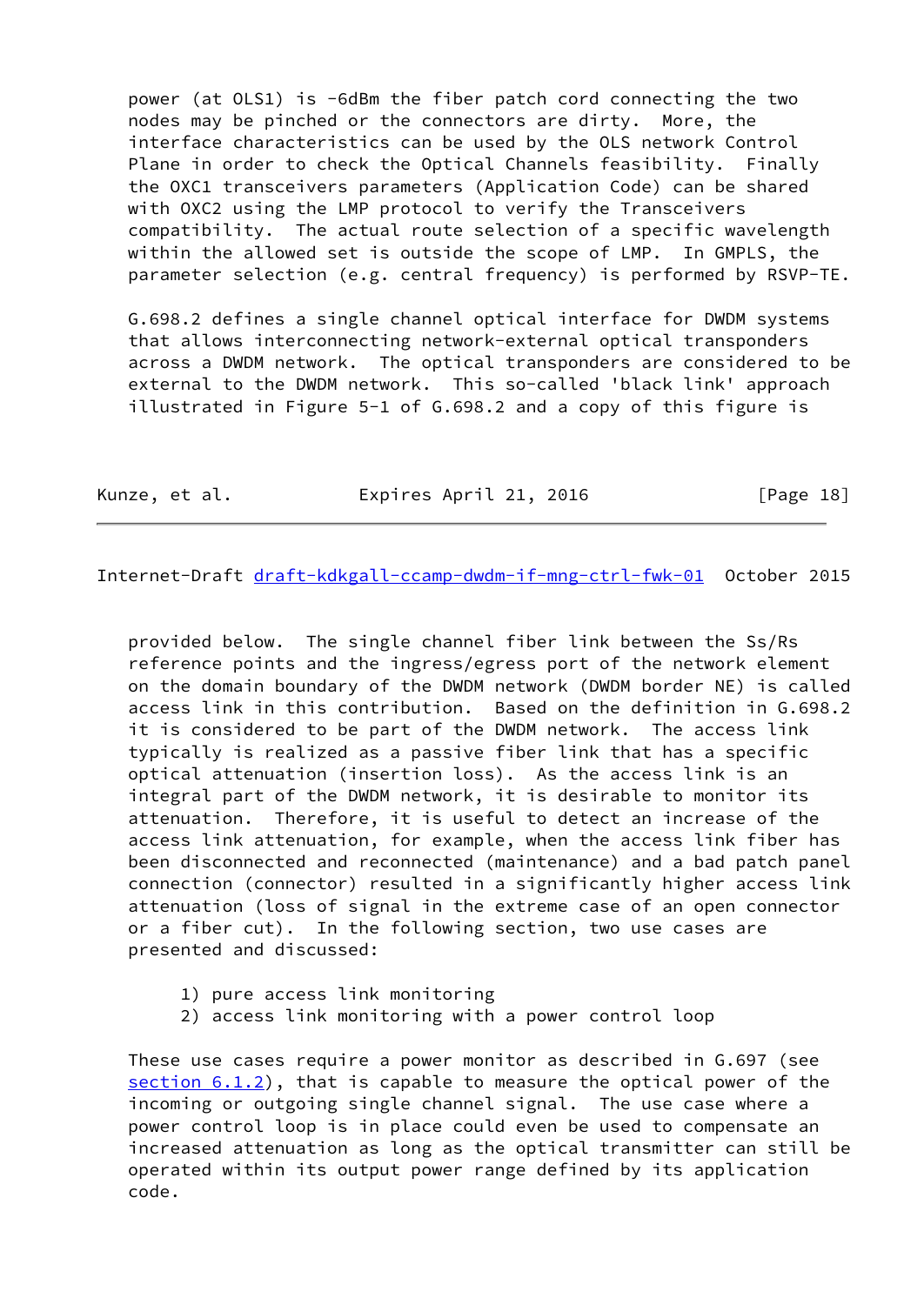power (at OLS1) is -6dBm the fiber patch cord connecting the two nodes may be pinched or the connectors are dirty. More, the interface characteristics can be used by the OLS network Control Plane in order to check the Optical Channels feasibility. Finally the OXC1 transceivers parameters (Application Code) can be shared with OXC2 using the LMP protocol to verify the Transceivers compatibility. The actual route selection of a specific wavelength within the allowed set is outside the scope of LMP. In GMPLS, the parameter selection (e.g. central frequency) is performed by RSVP-TE.

G.698.2 defines a single channel optical interface for DWDM systems that allows interconnecting network-external optical transponders across a DWDM network. The optical transponders are considered to be external to the DWDM network. This so-called 'black link' approach illustrated in Figure 5-1 of G.698.2 and a copy of this figure is provided below. The single channel fiber link between the Ss/Rs reference points and the ingress/egress port of the network element on the domain boundary of the DWDM network (DWDM border NE) is called access link in this contribution. Based on the definition in G.698.2 it is considered to be part of the DWDM network. The access link typically is realized as a passive fiber link that has a specific optical attenuation (insertion loss). As the access link is an integral part of the DWDM network, it is desirable to monitor its attenuation. Therefore, it is useful to detect an increase of the access link attenuation, for example, when the access link fiber has been disconnected and reconnected (maintenance) and a bad patch panel connection (connector) resulted in a significantly higher access link attenuation (loss of signal in the extreme case of an open connector or a fiber cut). In the following section, two use cases are presented and discussed:

1) pure access link monitoring
2) access link monitoring with a power control loop

These use cases require a power monitor as described in G.697 (see section 6.1.2), that is capable to measure the optical power of the incoming or outgoing single channel signal. The use case where a power control loop is in place could even be used to compensate an increased attenuation as long as the optical transmitter can still be operated within its output power range defined by its application code.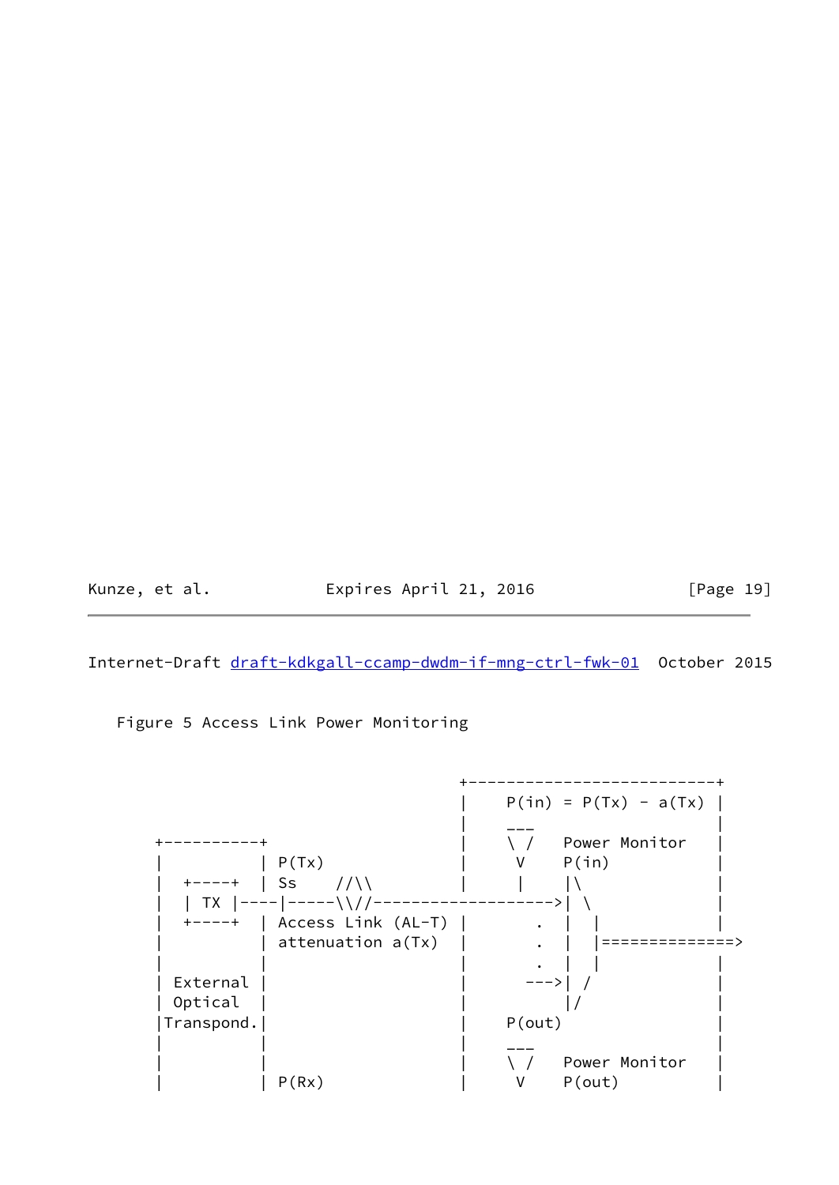Figure 5 Access Link Power Monitoring

```
                                   +--------------------------+
                                   |    P(in) = P(Tx) - a(Tx) |
                                   |    ___                   |
      +----------+                 |    \ /   Power Monitor   |
      |          | P(Tx)           |     V    P(in)           |
      |  +-----+ | Ss    //\\      |     |    |\              |
      |  | TX  |----|-----\\//------------------->| \             |
      |  +-----+ | Access Link (AL-T) |      .  |  |            |
      |          | attenuation a(Tx) |      .  |  |==============>
      |          |                 |      .  |  |            |
      | External |                 |     --->|  /            |
      | Optical  |                 |         |/              |
      |Transpond.|                 |    P(out)               |
      |          |                 |    ___                   |
      |          |                 |    \ /   Power Monitor   |
      |          | P(Rx)           |     V    P(out)          |
```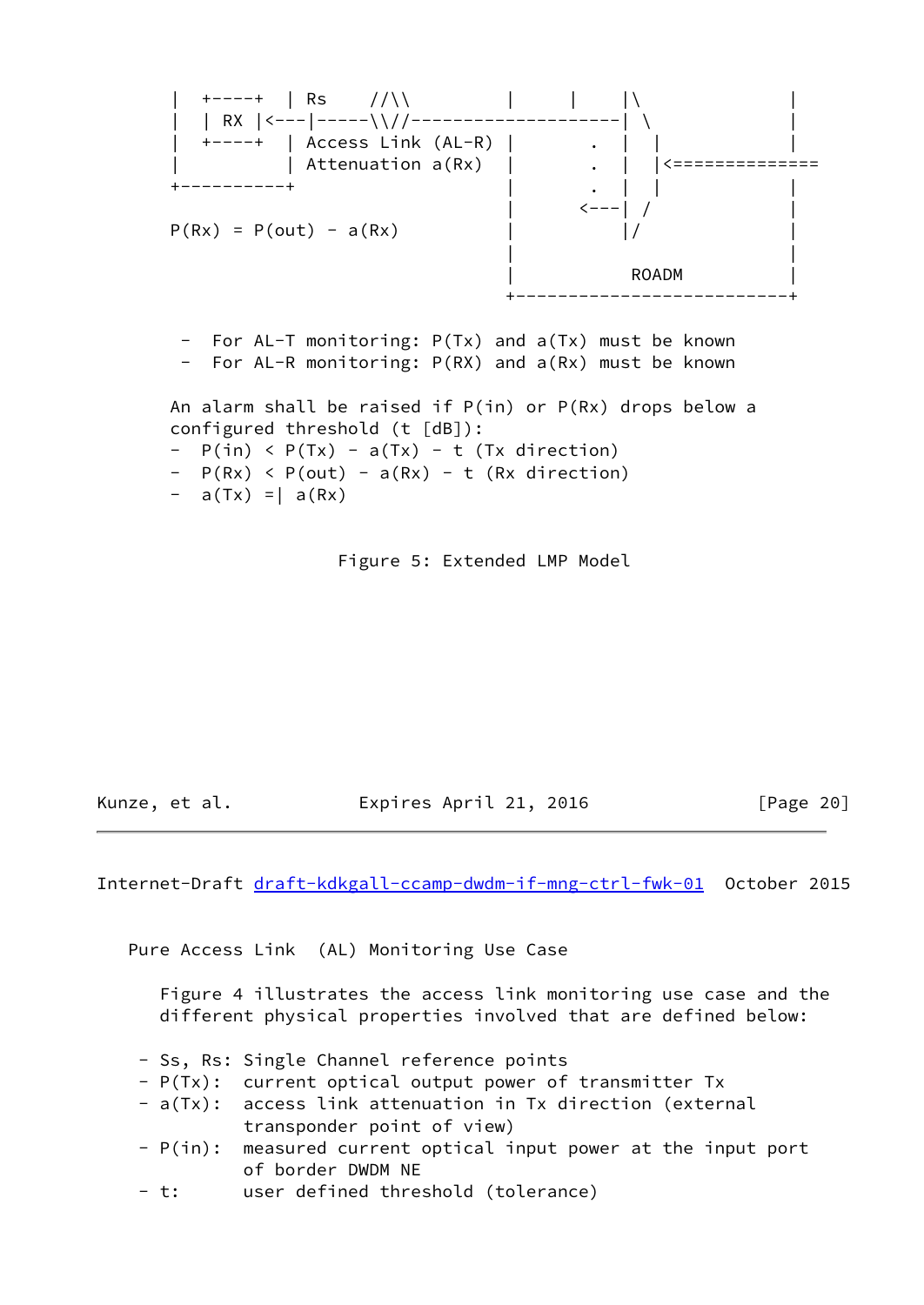```
|  +----+  | Rs    //\\         |      |    |\               |
|  | RX |<---|-----\\//--------------------| \              |
|  +----+  | Access Link (AL-R) |       .  |  |             |
|          | Attenuation a(Rx)  |       .  |  |<==============
+----------+                    |       .  |  |             |
                                |      <---| /              |
P(Rx) = P(out) - a(Rx)          |          |/               |
                                |                           |
                                |          ROADM            |
                                +---------------------------+

 -  For AL-T monitoring: P(Tx) and a(Tx) must be known
 -  For AL-R monitoring: P(RX) and a(Rx) must be known

An alarm shall be raised if P(in) or P(Rx) drops below a
configured threshold (t [dB]):
-  P(in) < P(Tx) - a(Tx) - t (Tx direction)
-  P(Rx) < P(out) - a(Rx) - t (Rx direction)
-  a(Tx) =| a(Rx)
```

Figure 5: Extended LMP Model

Pure Access Link (AL) Monitoring Use Case

Figure 4 illustrates the access link monitoring use case and the different physical properties involved that are defined below:

- Ss, Rs: Single Channel reference points
- P(Tx): current optical output power of transmitter Tx
- a(Tx): access link attenuation in Tx direction (external transponder point of view)
- P(in): measured current optical input power at the input port of border DWDM NE
- t: user defined threshold (tolerance)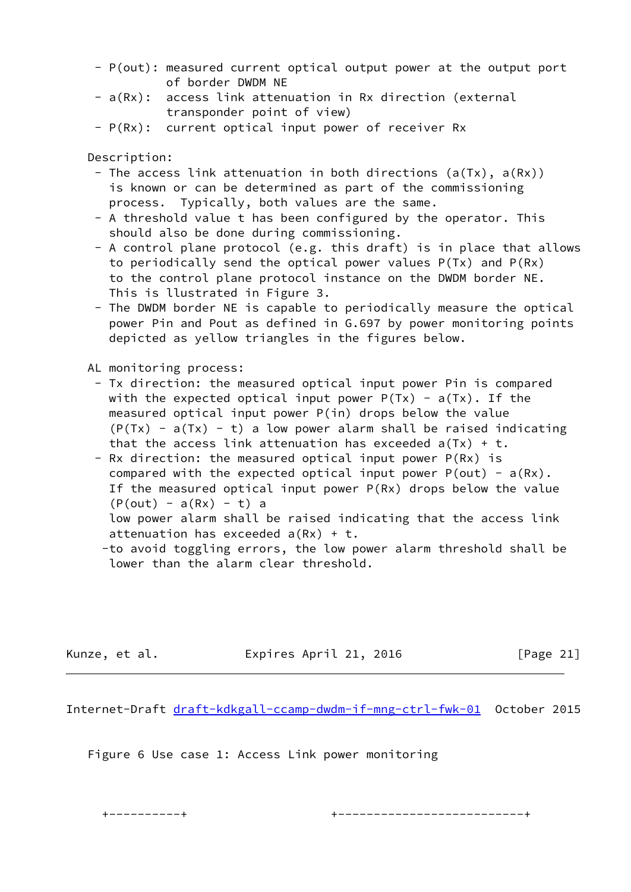- P(out): measured current optical output power at the output port of border DWDM NE
- a(Rx): access link attenuation in Rx direction (external transponder point of view)
- P(Rx): current optical input power of receiver Rx

Description:

- The access link attenuation in both directions (a(Tx), a(Rx)) is known or can be determined as part of the commissioning process. Typically, both values are the same.
- A threshold value t has been configured by the operator. This should also be done during commissioning.
- A control plane protocol (e.g. this draft) is in place that allows to periodically send the optical power values P(Tx) and P(Rx) to the control plane protocol instance on the DWDM border NE. This is llustrated in Figure 3.
- The DWDM border NE is capable to periodically measure the optical power Pin and Pout as defined in G.697 by power monitoring points depicted as yellow triangles in the figures below.

AL monitoring process:

- Tx direction: the measured optical input power Pin is compared with the expected optical input power P(Tx) - a(Tx). If the measured optical input power P(in) drops below the value (P(Tx) - a(Tx) - t) a low power alarm shall be raised indicating that the access link attenuation has exceeded a(Tx) + t.
- Rx direction: the measured optical input power P(Rx) is compared with the expected optical input power P(out) - a(Rx). If the measured optical input power P(Rx) drops below the value (P(out) - a(Rx) - t) a low power alarm shall be raised indicating that the access link attenuation has exceeded a(Rx) + t.
- to avoid toggling errors, the low power alarm threshold shall be lower than the alarm clear threshold.

Figure 6 Use case 1: Access Link power monitoring

```
  +----------+                +--------------------------+
```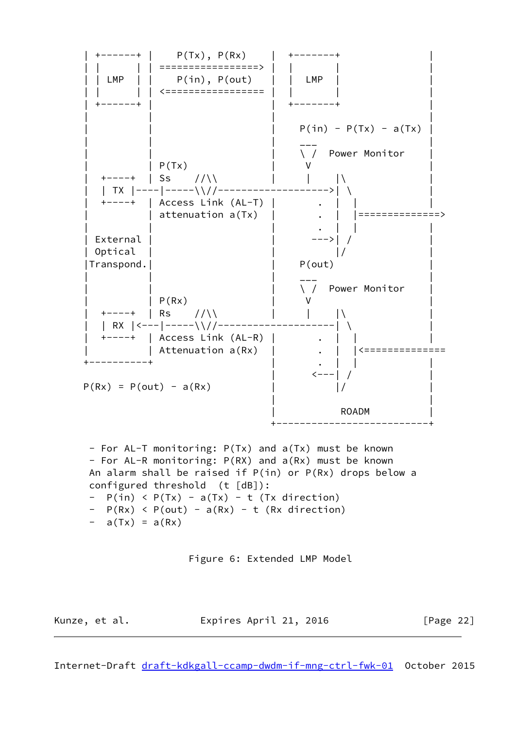```
| +------+ |    P(Tx), P(Rx)     |  +-------+                |
| |      | | =================>  |  |       |                |
| | LMP  | |    P(in), P(out)    |  |  LMP  |                |
| |      | | <=================  |  |       |                |
| +------+ |                     |  +-------+                |
|          |                     |                           |
|          |                     |    P(in) - P(Tx) - a(Tx)  |
|          |                     |    ___                    |
|          |                     |    \ /  Power Monitor     |
|          | P(Tx)               |     V                     |
|  +----+  | Ss    //\\          |     |     |\              |
|  | TX |----|-----\\//------------------->| \               |
|  +----+  | Access Link (AL-T)  |       .  |  |             |
|          | attenuation a(Tx)   |       .  |  |==============>
|          |                     |       .  |  |             |
| External |                     |      --->| /              |
| Optical  |                     |          |/               |
|Transpond.|                     |    P(out)                 |
|          |                     |    ___                    |
|          |                     |    \ /  Power Monitor     |
|          | P(Rx)               |     V                     |
|  +----+  | Rs    //\\          |     |     |\              |
|  | RX |<---|-----\\//--------------------| \               |
|  +----+  | Access Link (AL-R)  |       .  |  |             |
|          | Attenuation a(Rx)   |       .  |  |<==============
+----------+                     |       .  |  |             |
                                 |      <---| /              |
P(Rx) = P(out) - a(Rx)           |          |/               |
                                 |                           |
                                 |         ROADM             |
                                 +---------------------------+

 - For AL-T monitoring: P(Tx) and a(Tx) must be known
 - For AL-R monitoring: P(RX) and a(Rx) must be known
 An alarm shall be raised if P(in) or P(Rx) drops below a
 configured threshold  (t [dB]):
 -  P(in) < P(Tx) - a(Tx) - t (Tx direction)
 -  P(Rx) < P(out) - a(Rx) - t (Rx direction)
 -  a(Tx) = a(Rx)
```

Figure 6: Extended LMP Model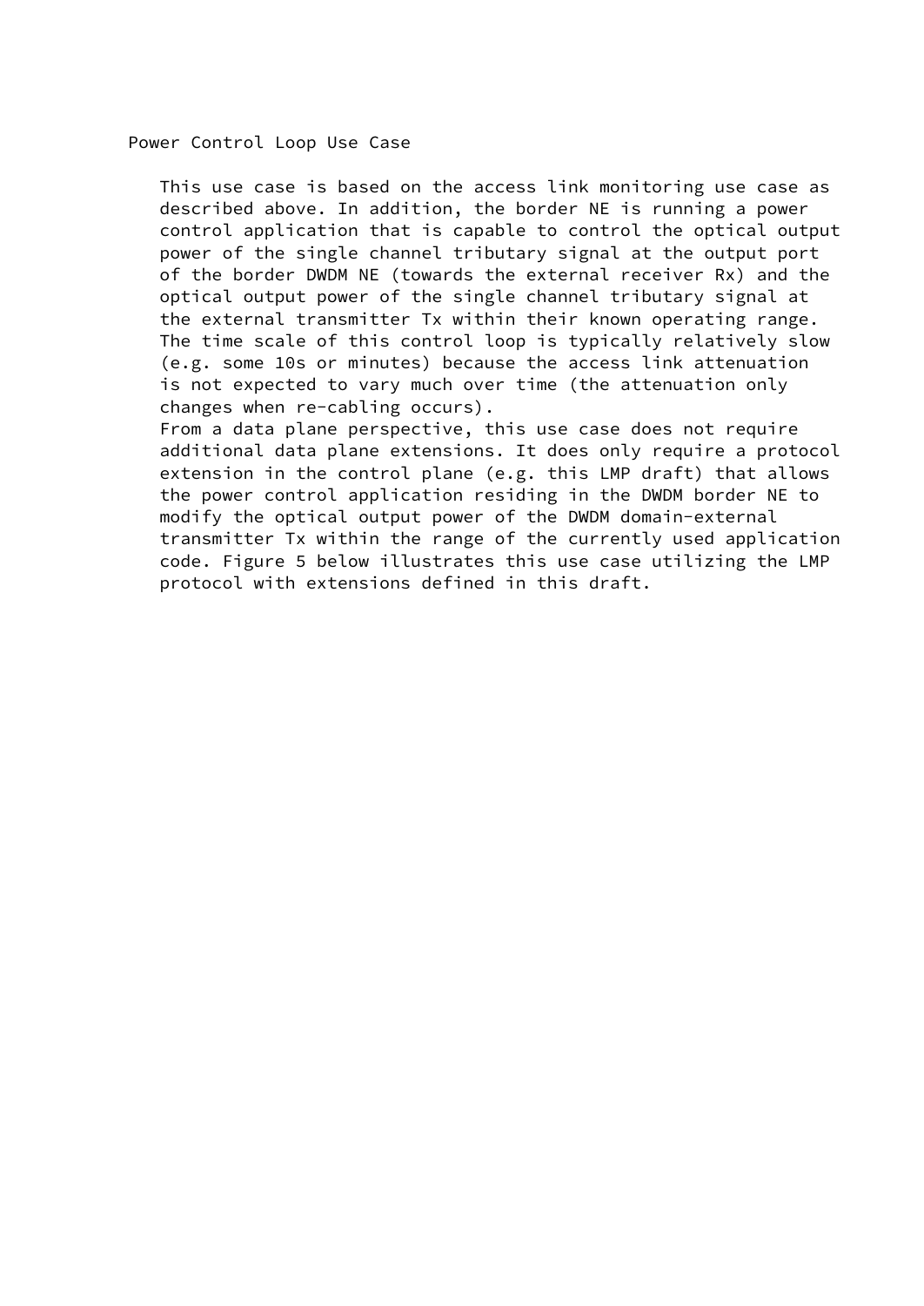## Power Control Loop Use Case

This use case is based on the access link monitoring use case as described above. In addition, the border NE is running a power control application that is capable to control the optical output power of the single channel tributary signal at the output port of the border DWDM NE (towards the external receiver Rx) and the optical output power of the single channel tributary signal at the external transmitter Tx within their known operating range. The time scale of this control loop is typically relatively slow (e.g. some 10s or minutes) because the access link attenuation is not expected to vary much over time (the attenuation only changes when re-cabling occurs).

From a data plane perspective, this use case does not require additional data plane extensions. It does only require a protocol extension in the control plane (e.g. this LMP draft) that allows the power control application residing in the DWDM border NE to modify the optical output power of the DWDM domain-external transmitter Tx within the range of the currently used application code. Figure 5 below illustrates this use case utilizing the LMP protocol with extensions defined in this draft.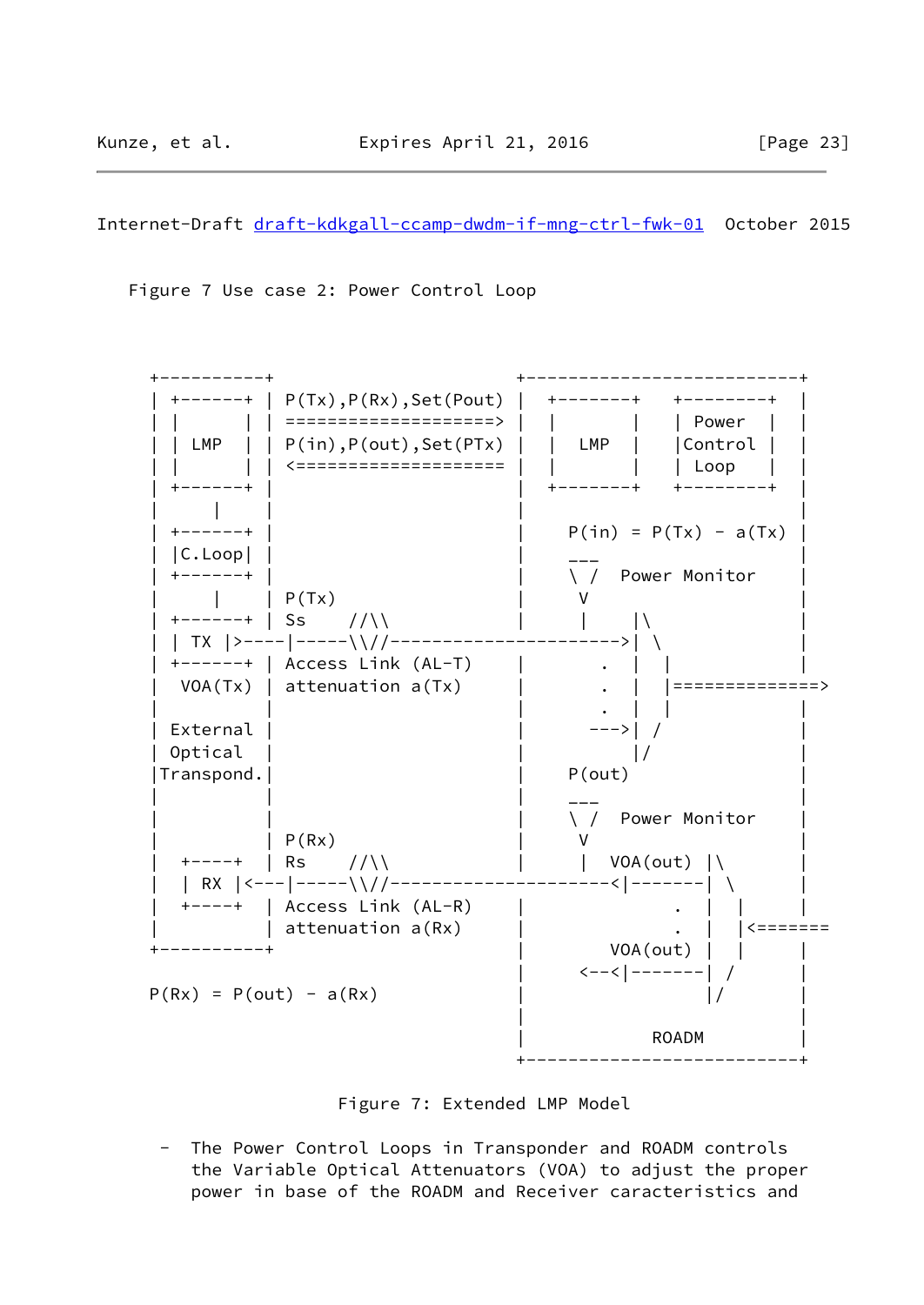Figure 7 Use case 2: Power Control Loop

```
  +----------+                          +--------------------------+
  | +------+ | P(Tx),P(Rx),Set(Pout)    |  +--------+   +---------+  |
  | |      | | ===================>     |  |        |   | Power   |  |
  | | LMP  | | P(in),P(out),Set(PTx)    |  |  LMP   |   |Control  |  |
  | |      | | <===================     |  |        |   | Loop    |  |
  | +------+ |                          |  +--------+   +---------+  |
  |     |    |                          |                            |
  | +------+ |                          |    P(in) = P(Tx) - a(Tx)   |
  | |C.Loop| |                          |    ___                     |
  | +------+ |                          |    \ /  Power Monitor      |
  |     |    | P(Tx)                    |     V                      |
  | +------+ | Ss    //\\               |     |     |\               |
  | | TX |>---|-----\\//---------------------->|  \              |
  | +------+ | Access Link (AL-T)       |       .  |   |             |
  |  VOA(Tx) | attenuation a(Tx)        |       .  |   |==============>
  |          |                          |       .  |   |             |
  | External |                          |     --->|  /              |
  | Optical  |                          |          |/                |
  |Transpond.|                          |    P(out)                  |
  |          |                          |    ___                     |
  |          |                          |    \ /  Power Monitor      |
  |          | P(Rx)                    |     V                      |
  |  +-----+ | Rs    //\\               |     |  VOA(out) |\         |
  |  | RX |<---|-----\\//--------------------<|-------| \           |
  |  +-----+ | Access Link (AL-R)       |             .  |  |        |
  |          | attenuation a(Rx)        |             .  |  |<=======
  +----------+                          |        VOA(out) |  |       |
                                        |      <--<|-------|  /      |
  P(Rx) = P(out) - a(Rx)                |                  |/        |
                                        |                            |
                                        |           ROADM            |
                                        +--------------------------+
```

Figure 7: Extended LMP Model

- The Power Control Loops in Transponder and ROADM controls the Variable Optical Attenuators (VOA) to adjust the proper power in base of the ROADM and Receiver caracteristics and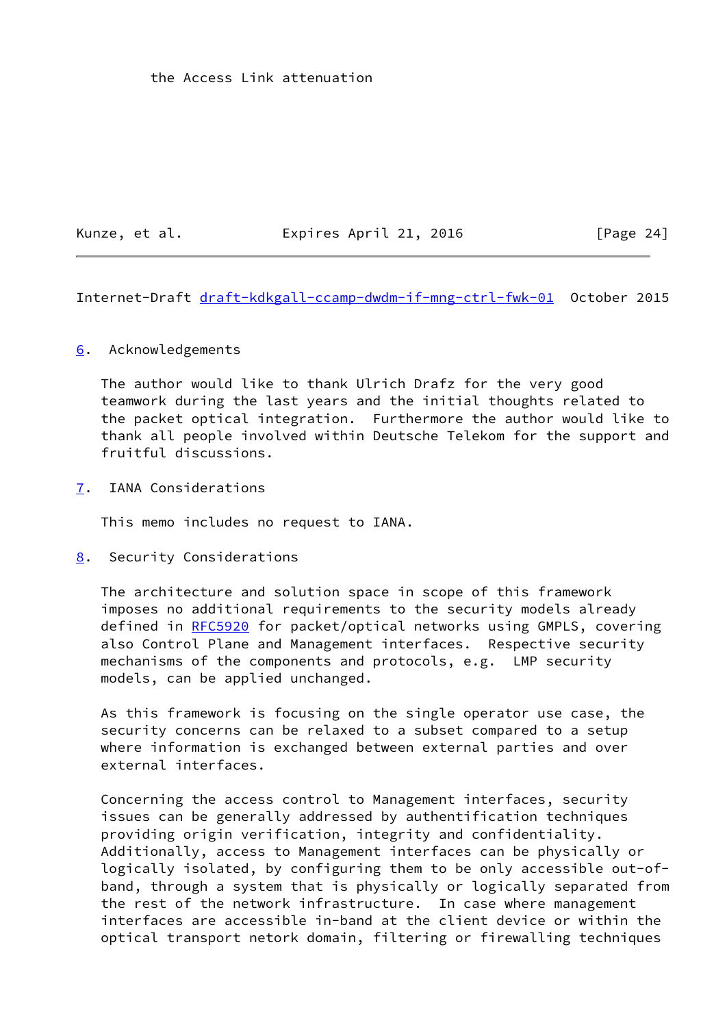the Access Link attenuation

## 6. Acknowledgements

The author would like to thank Ulrich Drafz for the very good teamwork during the last years and the initial thoughts related to the packet optical integration. Furthermore the author would like to thank all people involved within Deutsche Telekom for the support and fruitful discussions.

## 7. IANA Considerations

This memo includes no request to IANA.

## 8. Security Considerations

The architecture and solution space in scope of this framework imposes no additional requirements to the security models already defined in RFC5920 for packet/optical networks using GMPLS, covering also Control Plane and Management interfaces. Respective security mechanisms of the components and protocols, e.g. LMP security models, can be applied unchanged.

As this framework is focusing on the single operator use case, the security concerns can be relaxed to a subset compared to a setup where information is exchanged between external parties and over external interfaces.

Concerning the access control to Management interfaces, security issues can be generally addressed by authentification techniques providing origin verification, integrity and confidentiality. Additionally, access to Management interfaces can be physically or logically isolated, by configuring them to be only accessible out-of-band, through a system that is physically or logically separated from the rest of the network infrastructure. In case where management interfaces are accessible in-band at the client device or within the optical transport netork domain, filtering or firewalling techniques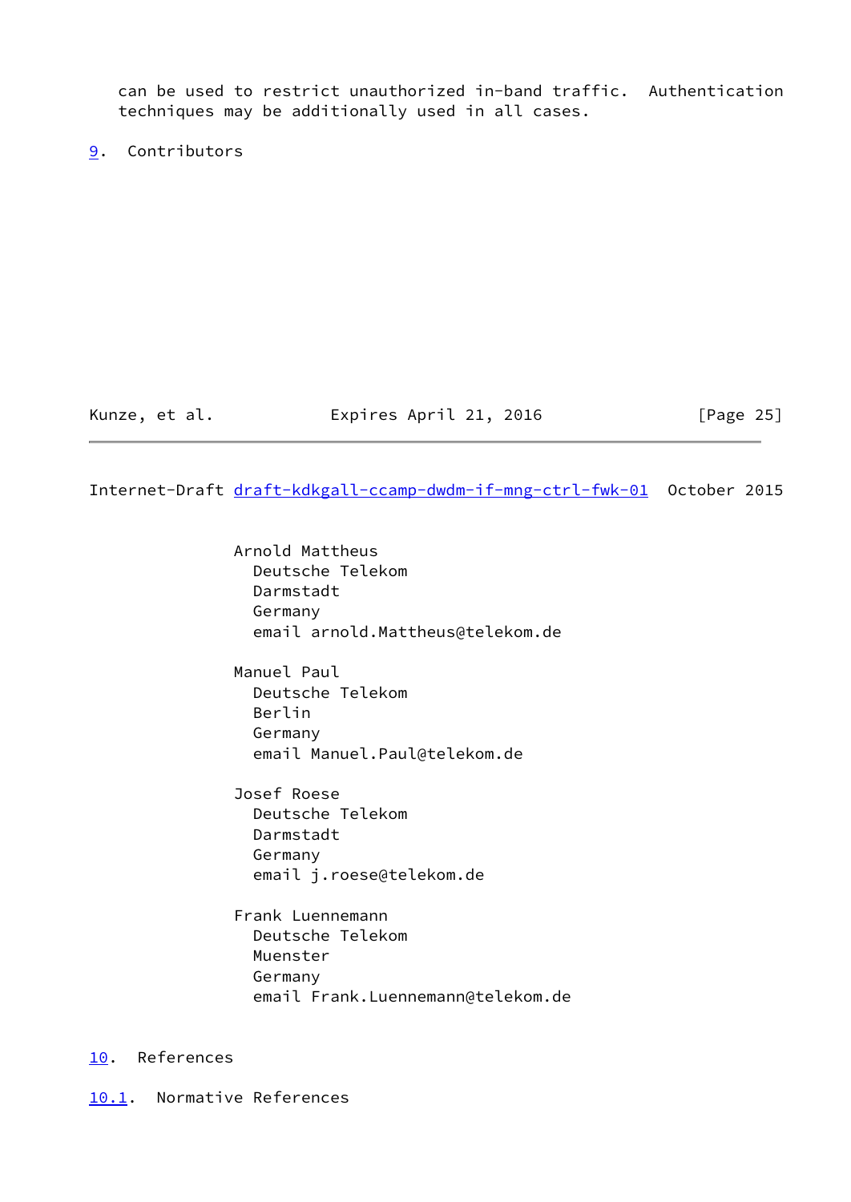can be used to restrict unauthorized in-band traffic. Authentication techniques may be additionally used in all cases.

# 9. Contributors

Arnold Mattheus
Deutsche Telekom
Darmstadt
Germany
email arnold.Mattheus@telekom.de

Manuel Paul
Deutsche Telekom
Berlin
Germany
email Manuel.Paul@telekom.de

Josef Roese
Deutsche Telekom
Darmstadt
Germany
email j.roese@telekom.de

Frank Luennemann
Deutsche Telekom
Muenster
Germany
email Frank.Luennemann@telekom.de

# 10. References

## 10.1. Normative References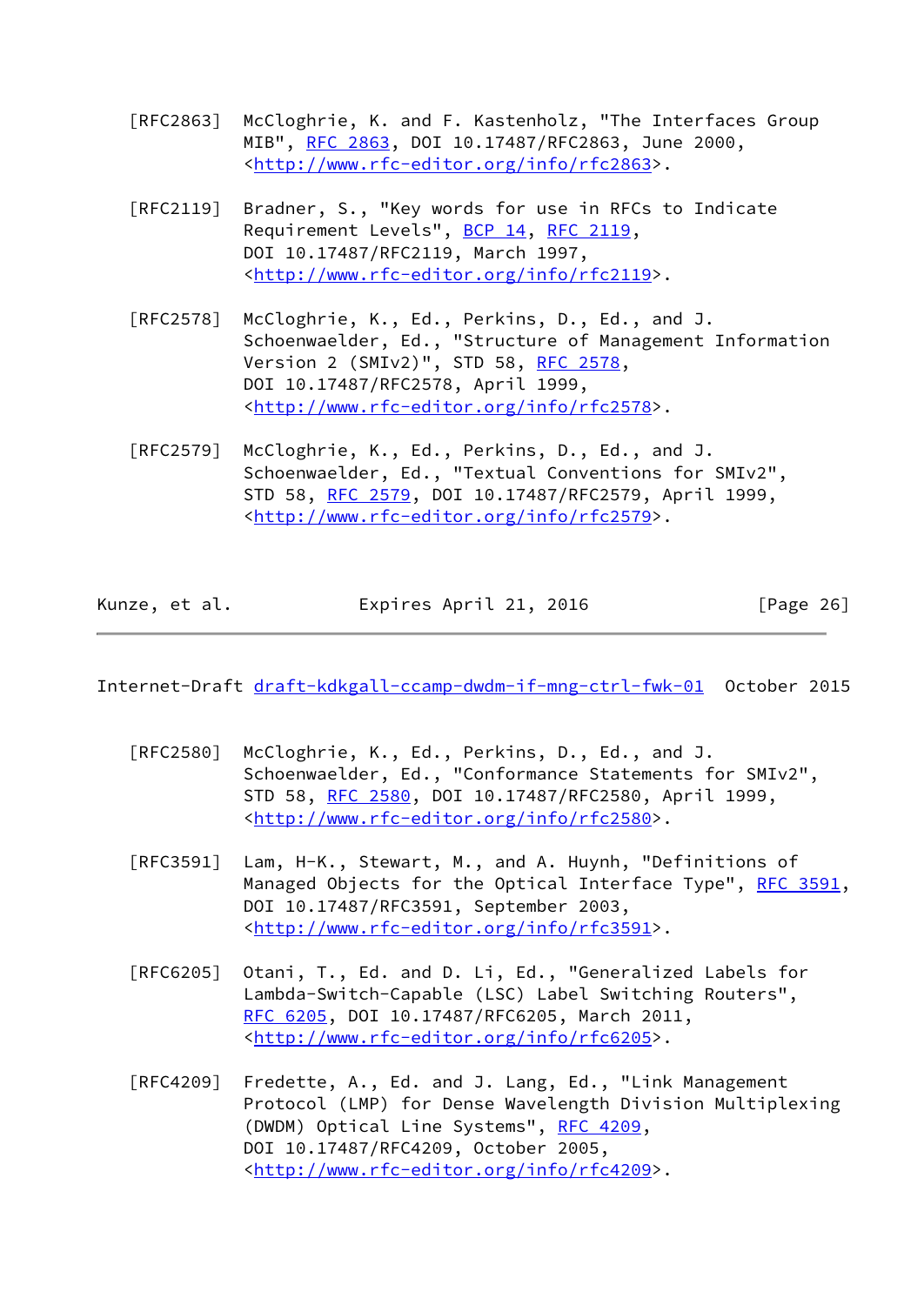[RFC2863] McCloghrie, K. and F. Kastenholz, "The Interfaces Group MIB", RFC 2863, DOI 10.17487/RFC2863, June 2000, <http://www.rfc-editor.org/info/rfc2863>.

[RFC2119] Bradner, S., "Key words for use in RFCs to Indicate Requirement Levels", BCP 14, RFC 2119, DOI 10.17487/RFC2119, March 1997, <http://www.rfc-editor.org/info/rfc2119>.

[RFC2578] McCloghrie, K., Ed., Perkins, D., Ed., and J. Schoenwaelder, Ed., "Structure of Management Information Version 2 (SMIv2)", STD 58, RFC 2578, DOI 10.17487/RFC2578, April 1999, <http://www.rfc-editor.org/info/rfc2578>.

[RFC2579] McCloghrie, K., Ed., Perkins, D., Ed., and J. Schoenwaelder, Ed., "Textual Conventions for SMIv2", STD 58, RFC 2579, DOI 10.17487/RFC2579, April 1999, <http://www.rfc-editor.org/info/rfc2579>.

[RFC2580] McCloghrie, K., Ed., Perkins, D., Ed., and J. Schoenwaelder, Ed., "Conformance Statements for SMIv2", STD 58, RFC 2580, DOI 10.17487/RFC2580, April 1999, <http://www.rfc-editor.org/info/rfc2580>.

[RFC3591] Lam, H-K., Stewart, M., and A. Huynh, "Definitions of Managed Objects for the Optical Interface Type", RFC 3591, DOI 10.17487/RFC3591, September 2003, <http://www.rfc-editor.org/info/rfc3591>.

[RFC6205] Otani, T., Ed. and D. Li, Ed., "Generalized Labels for Lambda-Switch-Capable (LSC) Label Switching Routers", RFC 6205, DOI 10.17487/RFC6205, March 2011, <http://www.rfc-editor.org/info/rfc6205>.

[RFC4209] Fredette, A., Ed. and J. Lang, Ed., "Link Management Protocol (LMP) for Dense Wavelength Division Multiplexing (DWDM) Optical Line Systems", RFC 4209, DOI 10.17487/RFC4209, October 2005, <http://www.rfc-editor.org/info/rfc4209>.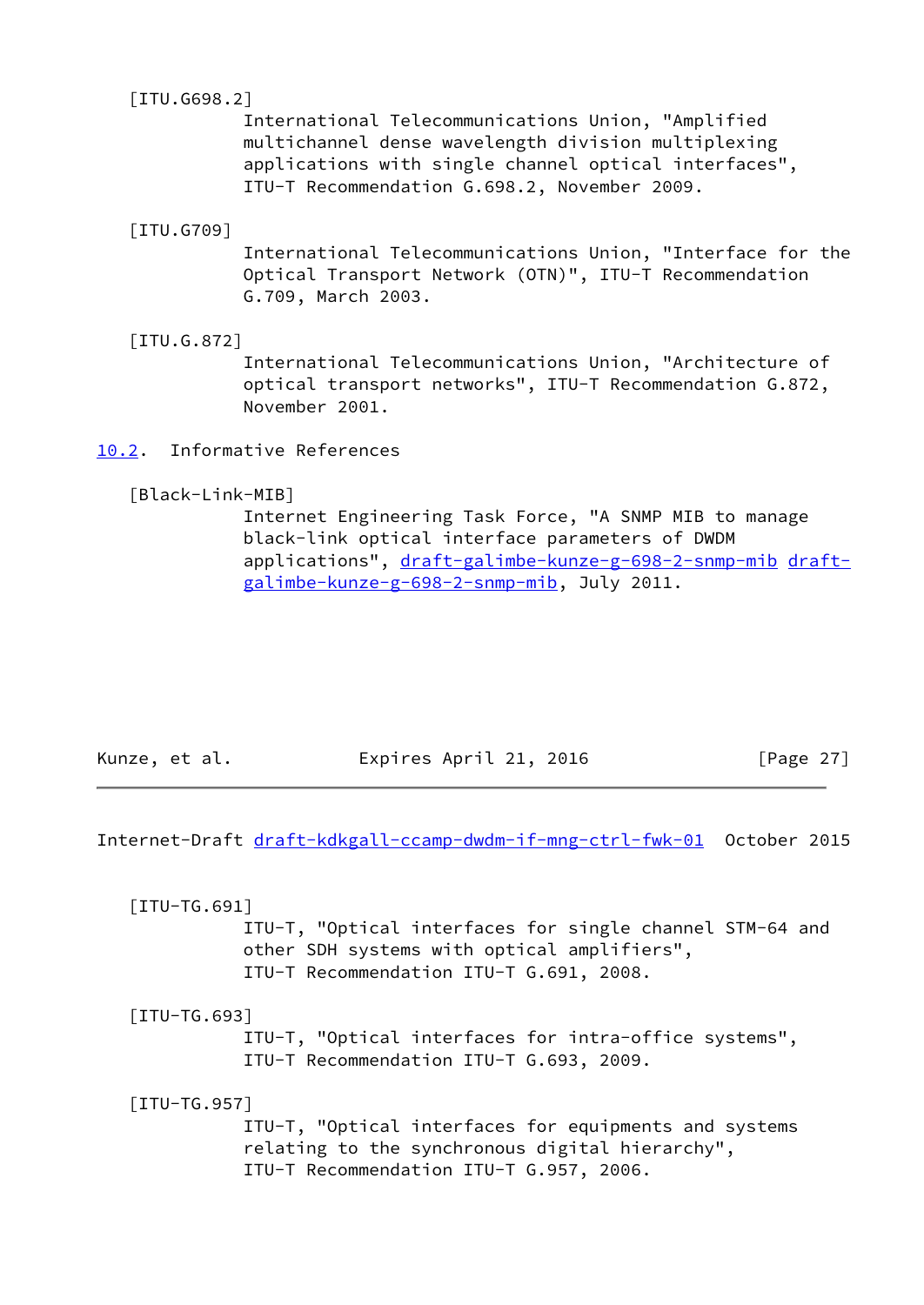[ITU.G698.2]
International Telecommunications Union, "Amplified multichannel dense wavelength division multiplexing applications with single channel optical interfaces", ITU-T Recommendation G.698.2, November 2009.

[ITU.G709]
International Telecommunications Union, "Interface for the Optical Transport Network (OTN)", ITU-T Recommendation G.709, March 2003.

[ITU.G.872]
International Telecommunications Union, "Architecture of optical transport networks", ITU-T Recommendation G.872, November 2001.

## 10.2. Informative References

[Black-Link-MIB]
Internet Engineering Task Force, "A SNMP MIB to manage black-link optical interface parameters of DWDM applications", draft-galimbe-kunze-g-698-2-snmp-mib draft-galimbe-kunze-g-698-2-snmp-mib, July 2011.

[ITU-TG.691]
ITU-T, "Optical interfaces for single channel STM-64 and other SDH systems with optical amplifiers", ITU-T Recommendation ITU-T G.691, 2008.

[ITU-TG.693]
ITU-T, "Optical interfaces for intra-office systems", ITU-T Recommendation ITU-T G.693, 2009.

[ITU-TG.957]
ITU-T, "Optical interfaces for equipments and systems relating to the synchronous digital hierarchy", ITU-T Recommendation ITU-T G.957, 2006.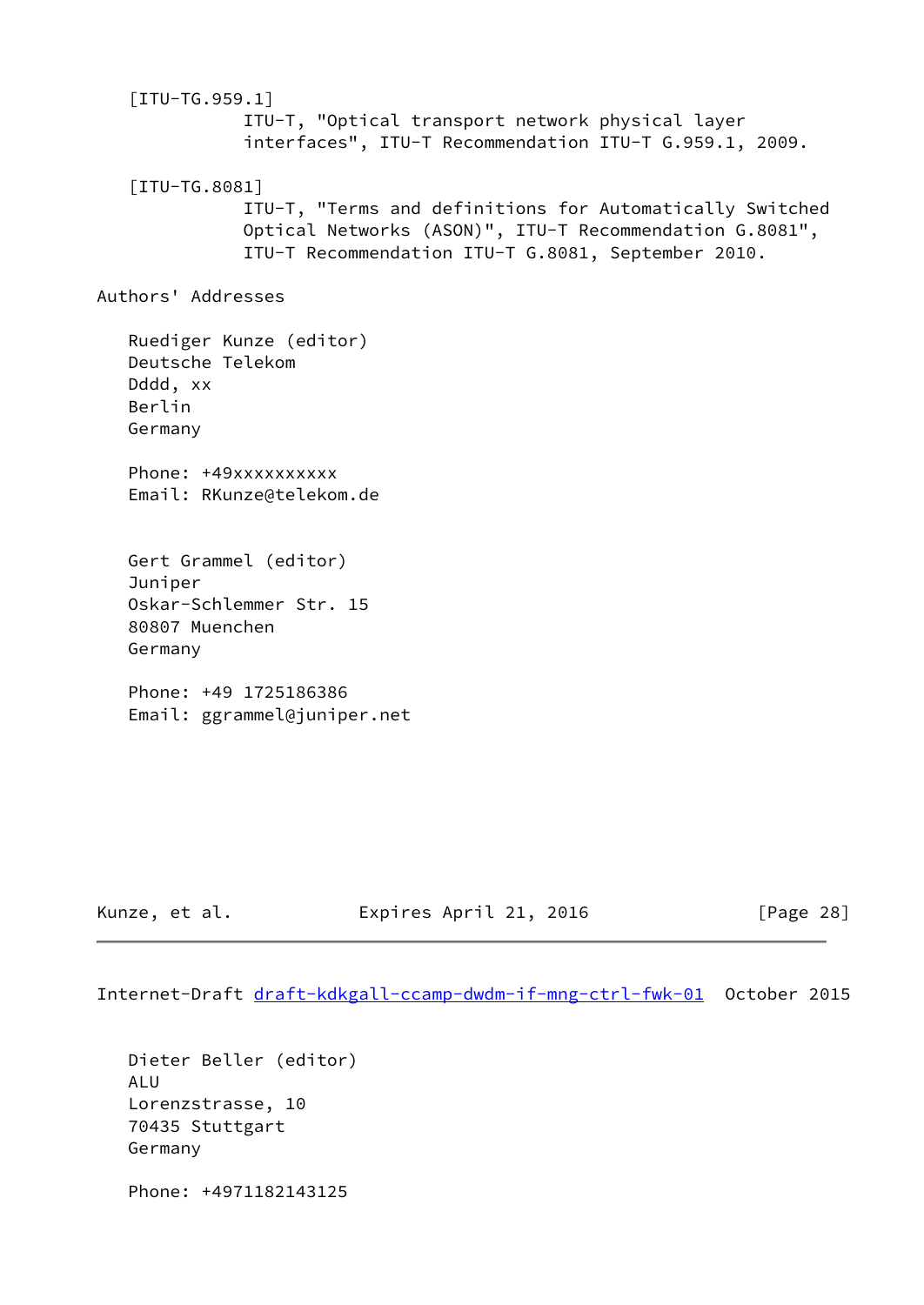[ITU-TG.959.1]
ITU-T, "Optical transport network physical layer interfaces", ITU-T Recommendation ITU-T G.959.1, 2009.

[ITU-TG.8081]
ITU-T, "Terms and definitions for Automatically Switched Optical Networks (ASON)", ITU-T Recommendation G.8081", ITU-T Recommendation ITU-T G.8081, September 2010.

## Authors' Addresses

Ruediger Kunze (editor)
Deutsche Telekom
Dddd, xx
Berlin
Germany

Phone: +49xxxxxxxxxx
Email: RKunze@telekom.de

Gert Grammel (editor)
Juniper
Oskar-Schlemmer Str. 15
80807 Muenchen
Germany

Phone: +49 1725186386
Email: ggrammel@juniper.net

Dieter Beller (editor)
ALU
Lorenzstrasse, 10
70435 Stuttgart
Germany

Phone: +4971182143125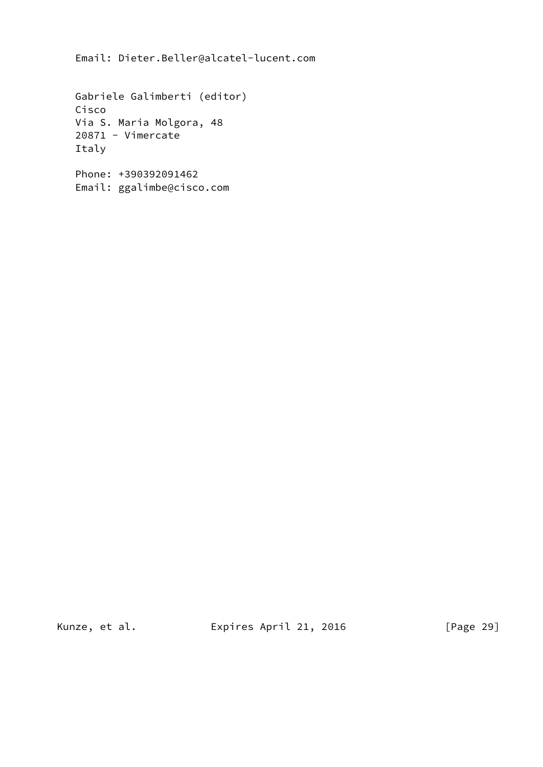Email: Dieter.Beller@alcatel-lucent.com

Gabriele Galimberti (editor)
Cisco
Via S. Maria Molgora, 48
20871 - Vimercate
Italy

Phone: +390392091462
Email: ggalimbe@cisco.com